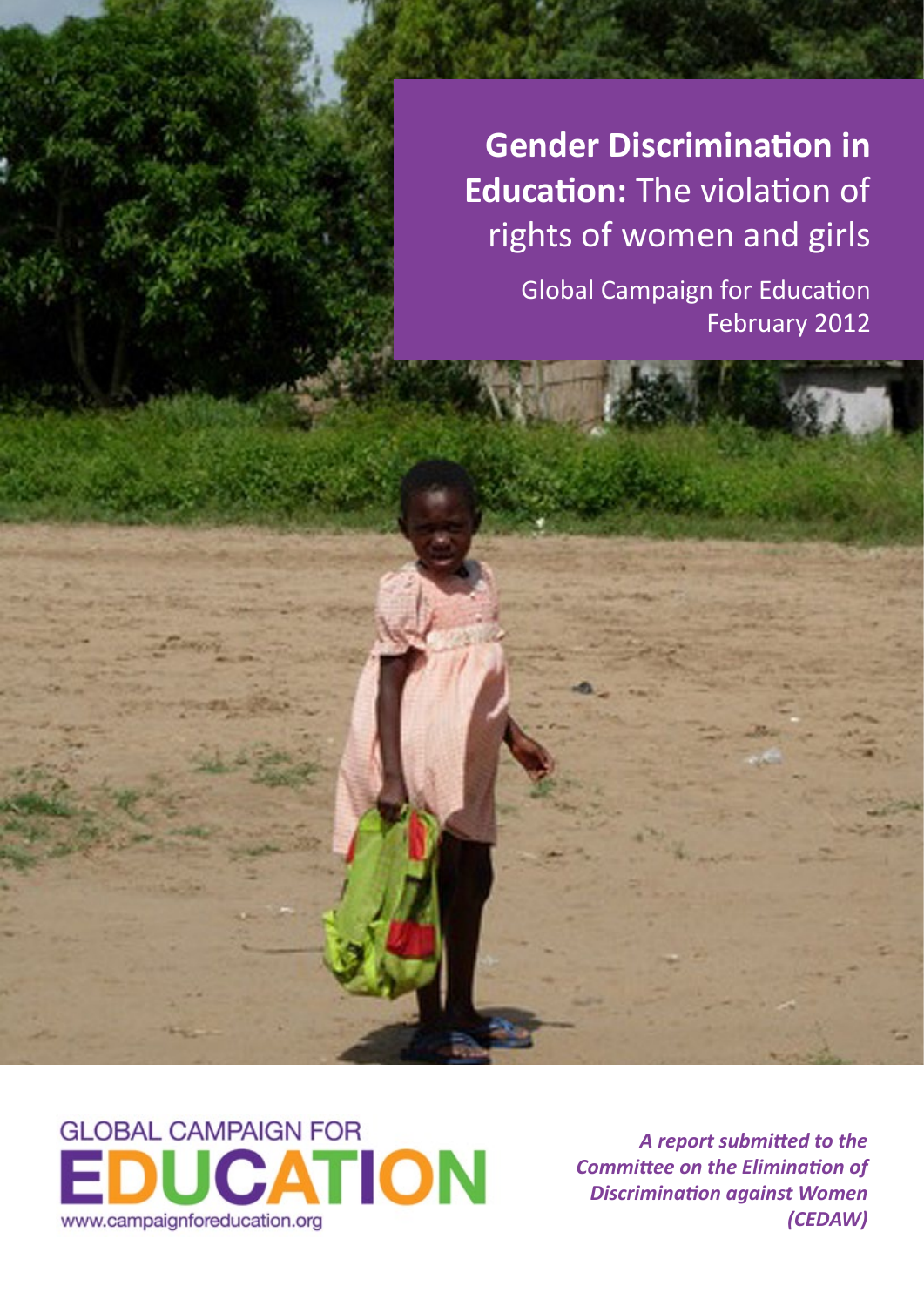# **Gender Discrimination in Education:** The violation of rights of women and girls

Global Campaign for Education
February 2012

GLOBAL CAMPAIGN FOR
EDUCATION
www.campaignforeducation.org

***A report submitted to the Committee on the Elimination of Discrimination against Women (CEDAW)***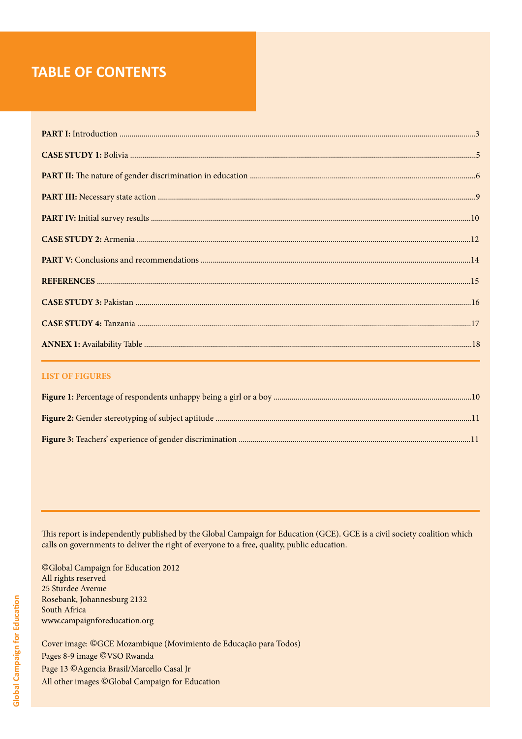# TABLE OF CONTENTS

**PART I:** Introduction ........................................ 3

**CASE STUDY 1:** Bolivia ........................................ 5

**PART II:** The nature of gender discrimination in education ........................................ 6

**PART III:** Necessary state action ........................................ 9

**PART IV:** Initial survey results ........................................ 10

**CASE STUDY 2:** Armenia ........................................ 12

**PART V:** Conclusions and recommendations ........................................ 14

**REFERENCES** ........................................ 15

**CASE STUDY 3:** Pakistan ........................................ 16

**CASE STUDY 4:** Tanzania ........................................ 17

**ANNEX 1:** Availability Table ........................................ 18

## LIST OF FIGURES

**Figure 1:** Percentage of respondents unhappy being a girl or a boy ........................................ 10

**Figure 2:** Gender stereotyping of subject aptitude ........................................ 11

**Figure 3:** Teachers' experience of gender discrimination ........................................ 11

This report is independently published by the Global Campaign for Education (GCE). GCE is a civil society coalition which calls on governments to deliver the right of everyone to a free, quality, public education.

©Global Campaign for Education 2012
All rights reserved
25 Sturdee Avenue
Rosebank, Johannesburg 2132
South Africa
www.campaignforeducation.org

Cover image: ©GCE Mozambique (Movimiento de Educação para Todos)
Pages 8-9 image ©VSO Rwanda
Page 13 ©Agencia Brasil/Marcello Casal Jr
All other images ©Global Campaign for Education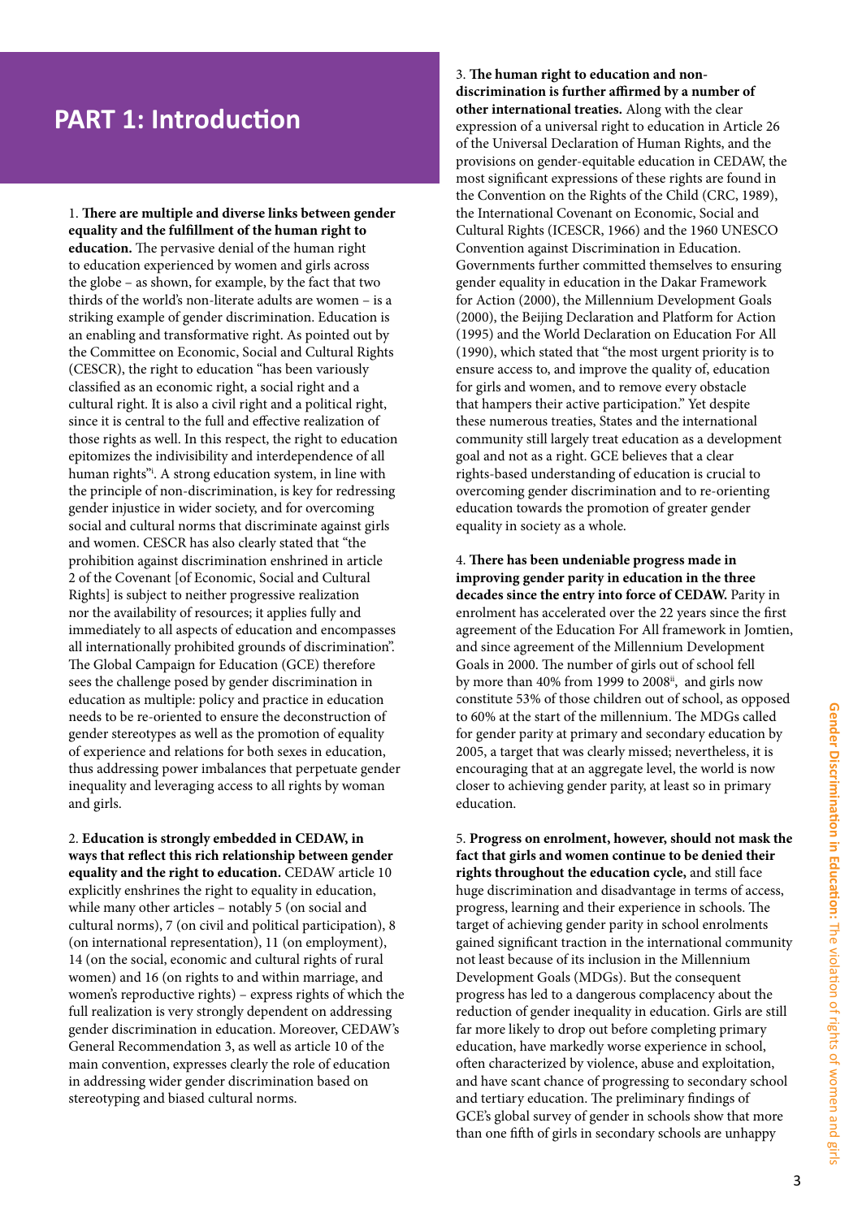# PART 1: Introduction

1. **There are multiple and diverse links between gender equality and the fulfillment of the human right to education.** The pervasive denial of the human right to education experienced by women and girls across the globe – as shown, for example, by the fact that two thirds of the world's non-literate adults are women – is a striking example of gender discrimination. Education is an enabling and transformative right. As pointed out by the Committee on Economic, Social and Cultural Rights (CESCR), the right to education "has been variously classified as an economic right, a social right and a cultural right. It is also a civil right and a political right, since it is central to the full and effective realization of those rights as well. In this respect, the right to education epitomizes the indivisibility and interdependence of all human rights"[i]. A strong education system, in line with the principle of non-discrimination, is key for redressing gender injustice in wider society, and for overcoming social and cultural norms that discriminate against girls and women. CESCR has also clearly stated that "the prohibition against discrimination enshrined in article 2 of the Covenant [of Economic, Social and Cultural Rights] is subject to neither progressive realization nor the availability of resources; it applies fully and immediately to all aspects of education and encompasses all internationally prohibited grounds of discrimination". The Global Campaign for Education (GCE) therefore sees the challenge posed by gender discrimination in education as multiple: policy and practice in education needs to be re-oriented to ensure the deconstruction of gender stereotypes as well as the promotion of equality of experience and relations for both sexes in education, thus addressing power imbalances that perpetuate gender inequality and leveraging access to all rights by woman and girls.

2. **Education is strongly embedded in CEDAW, in ways that reflect this rich relationship between gender equality and the right to education.** CEDAW article 10 explicitly enshrines the right to equality in education, while many other articles – notably 5 (on social and cultural norms), 7 (on civil and political participation), 8 (on international representation), 11 (on employment), 14 (on the social, economic and cultural rights of rural women) and 16 (on rights to and within marriage, and women's reproductive rights) – express rights of which the full realization is very strongly dependent on addressing gender discrimination in education. Moreover, CEDAW's General Recommendation 3, as well as article 10 of the main convention, expresses clearly the role of education in addressing wider gender discrimination based on stereotyping and biased cultural norms.

3. **The human right to education and non-discrimination is further affirmed by a number of other international treaties.** Along with the clear expression of a universal right to education in Article 26 of the Universal Declaration of Human Rights, and the provisions on gender-equitable education in CEDAW, the most significant expressions of these rights are found in the Convention on the Rights of the Child (CRC, 1989), the International Covenant on Economic, Social and Cultural Rights (ICESCR, 1966) and the 1960 UNESCO Convention against Discrimination in Education. Governments further committed themselves to ensuring gender equality in education in the Dakar Framework for Action (2000), the Millennium Development Goals (2000), the Beijing Declaration and Platform for Action (1995) and the World Declaration on Education For All (1990), which stated that "the most urgent priority is to ensure access to, and improve the quality of, education for girls and women, and to remove every obstacle that hampers their active participation." Yet despite these numerous treaties, States and the international community still largely treat education as a development goal and not as a right. GCE believes that a clear rights-based understanding of education is crucial to overcoming gender discrimination and to re-orienting education towards the promotion of greater gender equality in society as a whole.

4. **There has been undeniable progress made in improving gender parity in education in the three decades since the entry into force of CEDAW.** Parity in enrolment has accelerated over the 22 years since the first agreement of the Education For All framework in Jomtien, and since agreement of the Millennium Development Goals in 2000. The number of girls out of school fell by more than 40% from 1999 to 2008[ii], and girls now constitute 53% of those children out of school, as opposed to 60% at the start of the millennium. The MDGs called for gender parity at primary and secondary education by 2005, a target that was clearly missed; nevertheless, it is encouraging that at an aggregate level, the world is now closer to achieving gender parity, at least so in primary education.

5. **Progress on enrolment, however, should not mask the fact that girls and women continue to be denied their rights throughout the education cycle,** and still face huge discrimination and disadvantage in terms of access, progress, learning and their experience in schools. The target of achieving gender parity in school enrolments gained significant traction in the international community not least because of its inclusion in the Millennium Development Goals (MDGs). But the consequent progress has led to a dangerous complacency about the reduction of gender inequality in education. Girls are still far more likely to drop out before completing primary education, have markedly worse experience in school, often characterized by violence, abuse and exploitation, and have scant chance of progressing to secondary school and tertiary education. The preliminary findings of GCE's global survey of gender in schools show that more than one fifth of girls in secondary schools are unhappy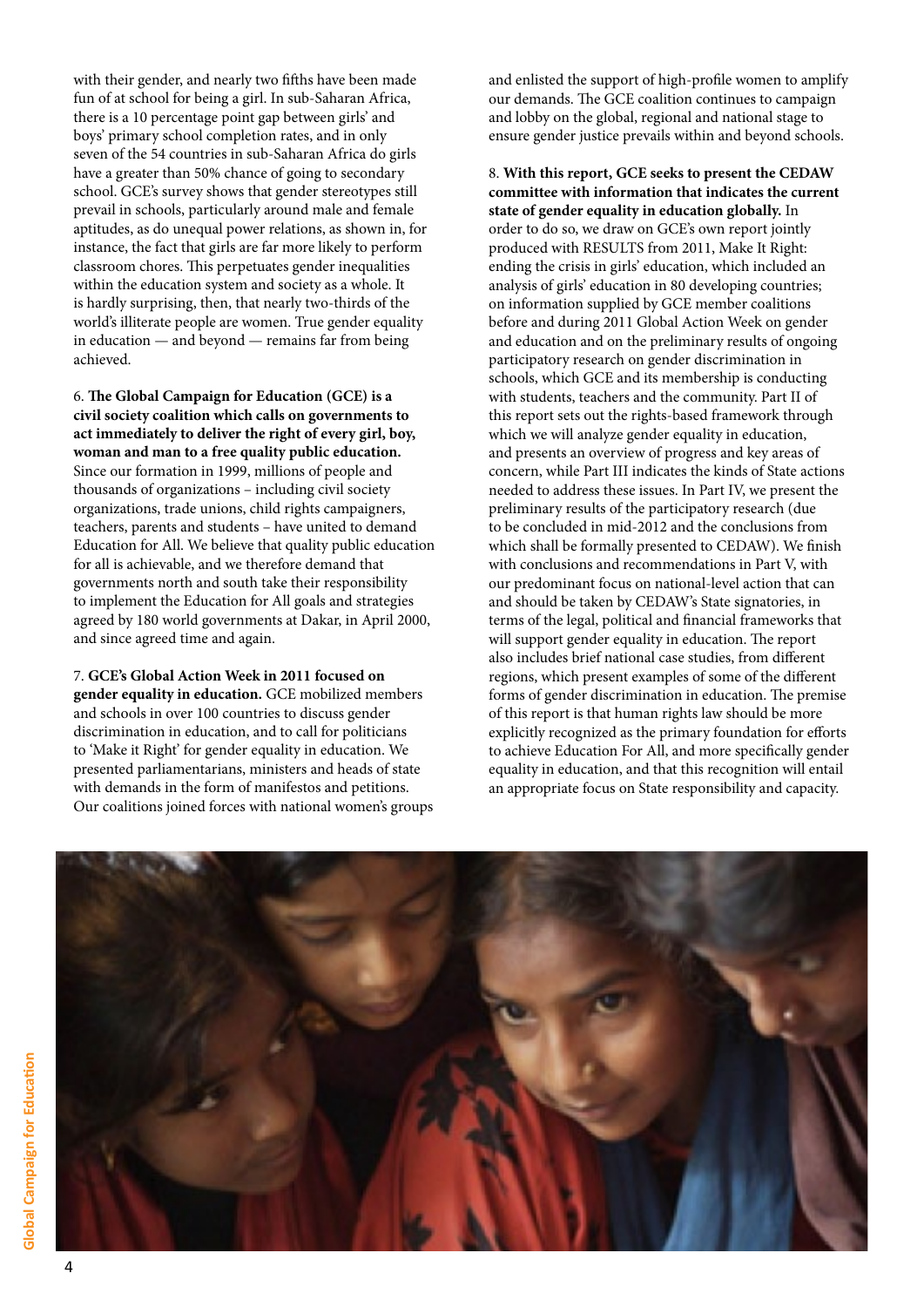with their gender, and nearly two fifths have been made fun of at school for being a girl. In sub-Saharan Africa, there is a 10 percentage point gap between girls' and boys' primary school completion rates, and in only seven of the 54 countries in sub-Saharan Africa do girls have a greater than 50% chance of going to secondary school. GCE's survey shows that gender stereotypes still prevail in schools, particularly around male and female aptitudes, as do unequal power relations, as shown in, for instance, the fact that girls are far more likely to perform classroom chores. This perpetuates gender inequalities within the education system and society as a whole. It is hardly surprising, then, that nearly two-thirds of the world's illiterate people are women. True gender equality in education — and beyond — remains far from being achieved.

6. **The Global Campaign for Education (GCE) is a civil society coalition which calls on governments to act immediately to deliver the right of every girl, boy, woman and man to a free quality public education.** Since our formation in 1999, millions of people and thousands of organizations – including civil society organizations, trade unions, child rights campaigners, teachers, parents and students – have united to demand Education for All. We believe that quality public education for all is achievable, and we therefore demand that governments north and south take their responsibility to implement the Education for All goals and strategies agreed by 180 world governments at Dakar, in April 2000, and since agreed time and again.

7. **GCE's Global Action Week in 2011 focused on gender equality in education.** GCE mobilized members and schools in over 100 countries to discuss gender discrimination in education, and to call for politicians to 'Make it Right' for gender equality in education. We presented parliamentarians, ministers and heads of state with demands in the form of manifestos and petitions. Our coalitions joined forces with national women's groups and enlisted the support of high-profile women to amplify our demands. The GCE coalition continues to campaign and lobby on the global, regional and national stage to ensure gender justice prevails within and beyond schools.

8. **With this report, GCE seeks to present the CEDAW committee with information that indicates the current state of gender equality in education globally.** In order to do so, we draw on GCE's own report jointly produced with RESULTS from 2011, Make It Right: ending the crisis in girls' education, which included an analysis of girls' education in 80 developing countries; on information supplied by GCE member coalitions before and during 2011 Global Action Week on gender and education and on the preliminary results of ongoing participatory research on gender discrimination in schools, which GCE and its membership is conducting with students, teachers and the community. Part II of this report sets out the rights-based framework through which we will analyze gender equality in education, and presents an overview of progress and key areas of concern, while Part III indicates the kinds of State actions needed to address these issues. In Part IV, we present the preliminary results of the participatory research (due to be concluded in mid-2012 and the conclusions from which shall be formally presented to CEDAW). We finish with conclusions and recommendations in Part V, with our predominant focus on national-level action that can and should be taken by CEDAW's State signatories, in terms of the legal, political and financial frameworks that will support gender equality in education. The report also includes brief national case studies, from different regions, which present examples of some of the different forms of gender discrimination in education. The premise of this report is that human rights law should be more explicitly recognized as the primary foundation for efforts to achieve Education For All, and more specifically gender equality in education, and that this recognition will entail an appropriate focus on State responsibility and capacity.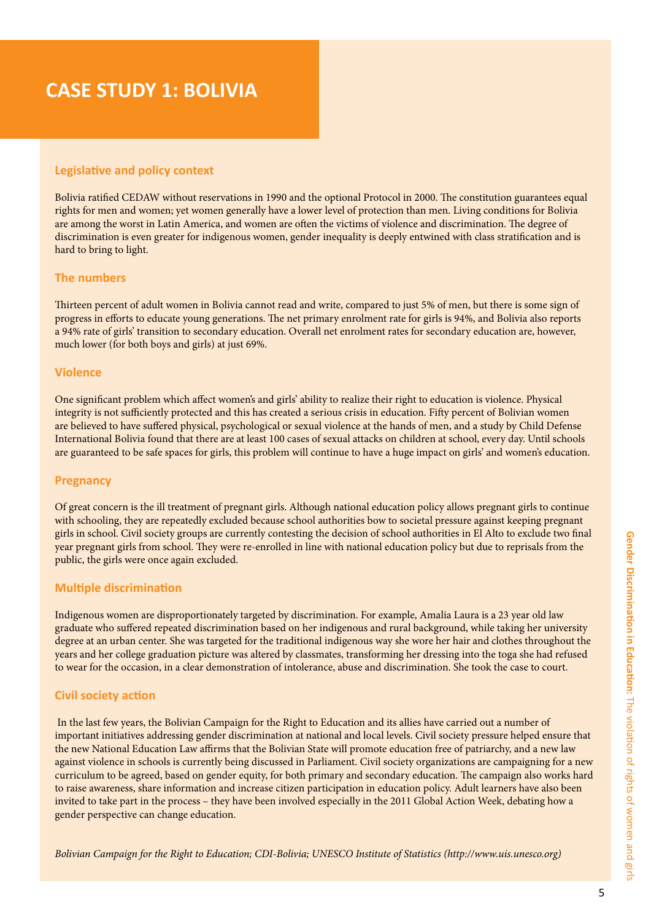# CASE STUDY 1: BOLIVIA

## Legislative and policy context

Bolivia ratified CEDAW without reservations in 1990 and the optional Protocol in 2000. The constitution guarantees equal rights for men and women; yet women generally have a lower level of protection than men. Living conditions for Bolivia are among the worst in Latin America, and women are often the victims of violence and discrimination. The degree of discrimination is even greater for indigenous women, gender inequality is deeply entwined with class stratification and is hard to bring to light.

## The numbers

Thirteen percent of adult women in Bolivia cannot read and write, compared to just 5% of men, but there is some sign of progress in efforts to educate young generations. The net primary enrolment rate for girls is 94%, and Bolivia also reports a 94% rate of girls' transition to secondary education. Overall net enrolment rates for secondary education are, however, much lower (for both boys and girls) at just 69%.

## Violence

One significant problem which affect women's and girls' ability to realize their right to education is violence. Physical integrity is not sufficiently protected and this has created a serious crisis in education. Fifty percent of Bolivian women are believed to have suffered physical, psychological or sexual violence at the hands of men, and a study by Child Defense International Bolivia found that there are at least 100 cases of sexual attacks on children at school, every day. Until schools are guaranteed to be safe spaces for girls, this problem will continue to have a huge impact on girls' and women's education.

## Pregnancy

Of great concern is the ill treatment of pregnant girls. Although national education policy allows pregnant girls to continue with schooling, they are repeatedly excluded because school authorities bow to societal pressure against keeping pregnant girls in school. Civil society groups are currently contesting the decision of school authorities in El Alto to exclude two final year pregnant girls from school. They were re-enrolled in line with national education policy but due to reprisals from the public, the girls were once again excluded.

## Multiple discrimination

Indigenous women are disproportionately targeted by discrimination. For example, Amalia Laura is a 23 year old law graduate who suffered repeated discrimination based on her indigenous and rural background, while taking her university degree at an urban center. She was targeted for the traditional indigenous way she wore her hair and clothes throughout the years and her college graduation picture was altered by classmates, transforming her dressing into the toga she had refused to wear for the occasion, in a clear demonstration of intolerance, abuse and discrimination. She took the case to court.

## Civil society action

In the last few years, the Bolivian Campaign for the Right to Education and its allies have carried out a number of important initiatives addressing gender discrimination at national and local levels. Civil society pressure helped ensure that the new National Education Law affirms that the Bolivian State will promote education free of patriarchy, and a new law against violence in schools is currently being discussed in Parliament. Civil society organizations are campaigning for a new curriculum to be agreed, based on gender equity, for both primary and secondary education. The campaign also works hard to raise awareness, share information and increase citizen participation in education policy. Adult learners have also been invited to take part in the process – they have been involved especially in the 2011 Global Action Week, debating how a gender perspective can change education.

*Bolivian Campaign for the Right to Education; CDI-Bolivia; UNESCO Institute of Statistics (http://www.uis.unesco.org)*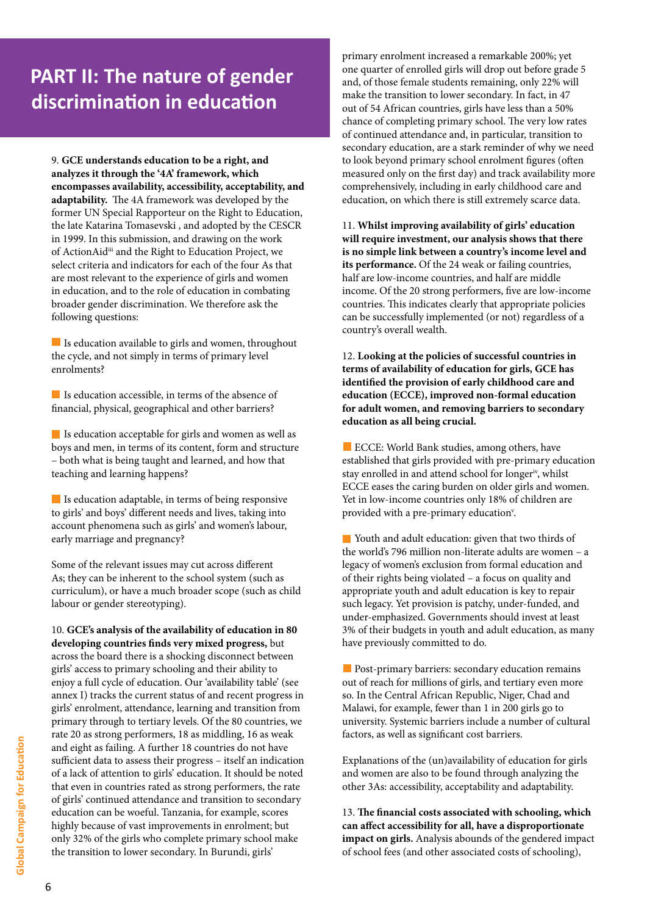# PART II: The nature of gender discrimination in education

9. **GCE understands education to be a right, and analyzes it through the '4A' framework, which encompasses availability, accessibility, acceptability, and adaptability.** The 4A framework was developed by the former UN Special Rapporteur on the Right to Education, the late Katarina Tomasevski , and adopted by the CESCR in 1999. In this submission, and drawing on the work of ActionAid[iii] and the Right to Education Project, we select criteria and indicators for each of the four As that are most relevant to the experience of girls and women in education, and to the role of education in combating broader gender discrimination. We therefore ask the following questions:

- Is education available to girls and women, throughout the cycle, and not simply in terms of primary level enrolments?
- Is education accessible, in terms of the absence of financial, physical, geographical and other barriers?
- Is education acceptable for girls and women as well as boys and men, in terms of its content, form and structure – both what is being taught and learned, and how that teaching and learning happens?
- Is education adaptable, in terms of being responsive to girls' and boys' different needs and lives, taking into account phenomena such as girls' and women's labour, early marriage and pregnancy?

Some of the relevant issues may cut across different As; they can be inherent to the school system (such as curriculum), or have a much broader scope (such as child labour or gender stereotyping).

10. **GCE's analysis of the availability of education in 80 developing countries finds very mixed progress,** but across the board there is a shocking disconnect between girls' access to primary schooling and their ability to enjoy a full cycle of education. Our 'availability table' (see annex I) tracks the current status of and recent progress in girls' enrolment, attendance, learning and transition from primary through to tertiary levels. Of the 80 countries, we rate 20 as strong performers, 18 as middling, 16 as weak and eight as failing. A further 18 countries do not have sufficient data to assess their progress – itself an indication of a lack of attention to girls' education. It should be noted that even in countries rated as strong performers, the rate of girls' continued attendance and transition to secondary education can be woeful. Tanzania, for example, scores highly because of vast improvements in enrolment; but only 32% of the girls who complete primary school make the transition to lower secondary. In Burundi, girls' primary enrolment increased a remarkable 200%; yet one quarter of enrolled girls will drop out before grade 5 and, of those female students remaining, only 22% will make the transition to lower secondary. In fact, in 47 out of 54 African countries, girls have less than a 50% chance of completing primary school. The very low rates of continued attendance and, in particular, transition to secondary education, are a stark reminder of why we need to look beyond primary school enrolment figures (often measured only on the first day) and track availability more comprehensively, including in early childhood care and education, on which there is still extremely scarce data.

11. **Whilst improving availability of girls' education will require investment, our analysis shows that there is no simple link between a country's income level and its performance.** Of the 24 weak or failing countries, half are low-income countries, and half are middle income. Of the 20 strong performers, five are low-income countries. This indicates clearly that appropriate policies can be successfully implemented (or not) regardless of a country's overall wealth.

12. **Looking at the policies of successful countries in terms of availability of education for girls, GCE has identified the provision of early childhood care and education (ECCE), improved non-formal education for adult women, and removing barriers to secondary education as all being crucial.**

- ECCE: World Bank studies, among others, have established that girls provided with pre-primary education stay enrolled in and attend school for longer[iv], whilst ECCE eases the caring burden on older girls and women. Yet in low-income countries only 18% of children are provided with a pre-primary education[v].
- Youth and adult education: given that two thirds of the world's 796 million non-literate adults are women – a legacy of women's exclusion from formal education and of their rights being violated – a focus on quality and appropriate youth and adult education is key to repair such legacy. Yet provision is patchy, under-funded, and under-emphasized. Governments should invest at least 3% of their budgets in youth and adult education, as many have previously committed to do.
- Post-primary barriers: secondary education remains out of reach for millions of girls, and tertiary even more so. In the Central African Republic, Niger, Chad and Malawi, for example, fewer than 1 in 200 girls go to university. Systemic barriers include a number of cultural factors, as well as significant cost barriers.

Explanations of the (un)availability of education for girls and women are also to be found through analyzing the other 3As: accessibility, acceptability and adaptability.

13. **The financial costs associated with schooling, which can affect accessibility for all, have a disproportionate impact on girls.** Analysis abounds of the gendered impact of school fees (and other associated costs of schooling),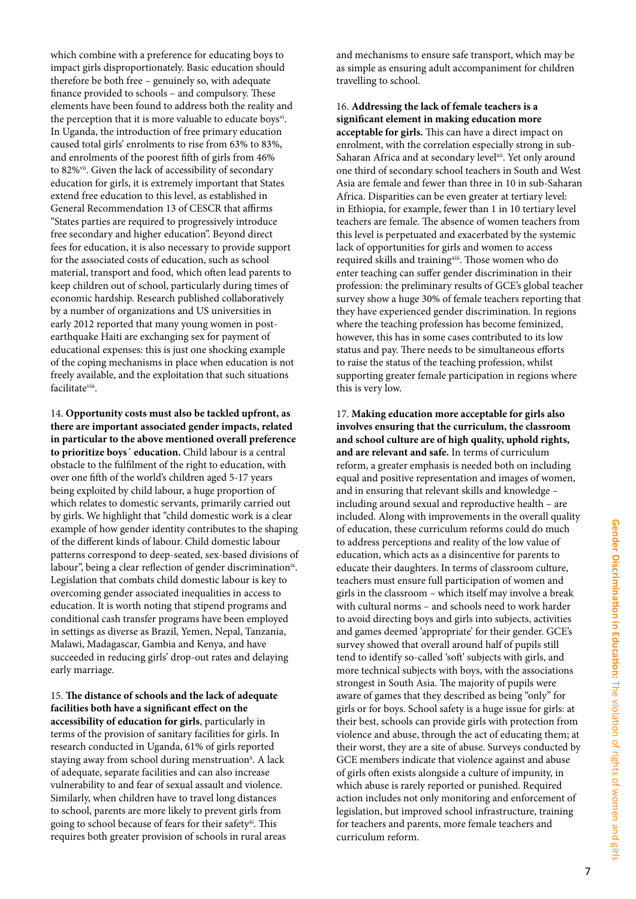which combine with a preference for educating boys to impact girls disproportionately. Basic education should therefore be both free – genuinely so, with adequate finance provided to schools – and compulsory. These elements have been found to address both the reality and the perception that it is more valuable to educate boys[vi]. In Uganda, the introduction of free primary education caused total girls' enrolments to rise from 63% to 83%, and enrolments of the poorest fifth of girls from 46% to 82%[vii]. Given the lack of accessibility of secondary education for girls, it is extremely important that States extend free education to this level, as established in General Recommendation 13 of CESCR that affirms "States parties are required to progressively introduce free secondary and higher education". Beyond direct fees for education, it is also necessary to provide support for the associated costs of education, such as school material, transport and food, which often lead parents to keep children out of school, particularly during times of economic hardship. Research published collaboratively by a number of organizations and US universities in early 2012 reported that many young women in post-earthquake Haiti are exchanging sex for payment of educational expenses: this is just one shocking example of the coping mechanisms in place when education is not freely available, and the exploitation that such situations facilitate[viii].

14. **Opportunity costs must also be tackled upfront, as there are important associated gender impacts, related in particular to the above mentioned overall preference to prioritize boys´ education.** Child labour is a central obstacle to the fulfilment of the right to education, with over one fifth of the world's children aged 5-17 years being exploited by child labour, a huge proportion of which relates to domestic servants, primarily carried out by girls. We highlight that "child domestic work is a clear example of how gender identity contributes to the shaping of the different kinds of labour. Child domestic labour patterns correspond to deep-seated, sex-based divisions of labour", being a clear reflection of gender discrimination[ix]. Legislation that combats child domestic labour is key to overcoming gender associated inequalities in access to education. It is worth noting that stipend programs and conditional cash transfer programs have been employed in settings as diverse as Brazil, Yemen, Nepal, Tanzania, Malawi, Madagascar, Gambia and Kenya, and have succeeded in reducing girls' drop-out rates and delaying early marriage.

15. **The distance of schools and the lack of adequate facilities both have a significant effect on the accessibility of education for girls**, particularly in terms of the provision of sanitary facilities for girls. In research conducted in Uganda, 61% of girls reported staying away from school during menstruation[x]. A lack of adequate, separate facilities and can also increase vulnerability to and fear of sexual assault and violence. Similarly, when children have to travel long distances to school, parents are more likely to prevent girls from going to school because of fears for their safety[xi]. This requires both greater provision of schools in rural areas and mechanisms to ensure safe transport, which may be as simple as ensuring adult accompaniment for children travelling to school.

16. **Addressing the lack of female teachers is a significant element in making education more acceptable for girls.** This can have a direct impact on enrolment, with the correlation especially strong in sub-Saharan Africa and at secondary level[xii]. Yet only around one third of secondary school teachers in South and West Asia are female and fewer than three in 10 in sub-Saharan Africa. Disparities can be even greater at tertiary level: in Ethiopia, for example, fewer than 1 in 10 tertiary level teachers are female. The absence of women teachers from this level is perpetuated and exacerbated by the systemic lack of opportunities for girls and women to access required skills and training[xiii]. Those women who do enter teaching can suffer gender discrimination in their profession: the preliminary results of GCE's global teacher survey show a huge 30% of female teachers reporting that they have experienced gender discrimination. In regions where the teaching profession has become feminized, however, this has in some cases contributed to its low status and pay. There needs to be simultaneous efforts to raise the status of the teaching profession, whilst supporting greater female participation in regions where this is very low.

17. **Making education more acceptable for girls also involves ensuring that the curriculum, the classroom and school culture are of high quality, uphold rights, and are relevant and safe.** In terms of curriculum reform, a greater emphasis is needed both on including equal and positive representation and images of women, and in ensuring that relevant skills and knowledge – including around sexual and reproductive health – are included. Along with improvements in the overall quality of education, these curriculum reforms could do much to address perceptions and reality of the low value of education, which acts as a disincentive for parents to educate their daughters. In terms of classroom culture, teachers must ensure full participation of women and girls in the classroom – which itself may involve a break with cultural norms – and schools need to work harder to avoid directing boys and girls into subjects, activities and games deemed 'appropriate' for their gender. GCE's survey showed that overall around half of pupils still tend to identify so-called 'soft' subjects with girls, and more technical subjects with boys, with the associations strongest in South Asia. The majority of pupils were aware of games that they described as being "only" for girls or for boys. School safety is a huge issue for girls: at their best, schools can provide girls with protection from violence and abuse, through the act of educating them; at their worst, they are a site of abuse. Surveys conducted by GCE members indicate that violence against and abuse of girls often exists alongside a culture of impunity, in which abuse is rarely reported or punished. Required action includes not only monitoring and enforcement of legislation, but improved school infrastructure, training for teachers and parents, more female teachers and curriculum reform.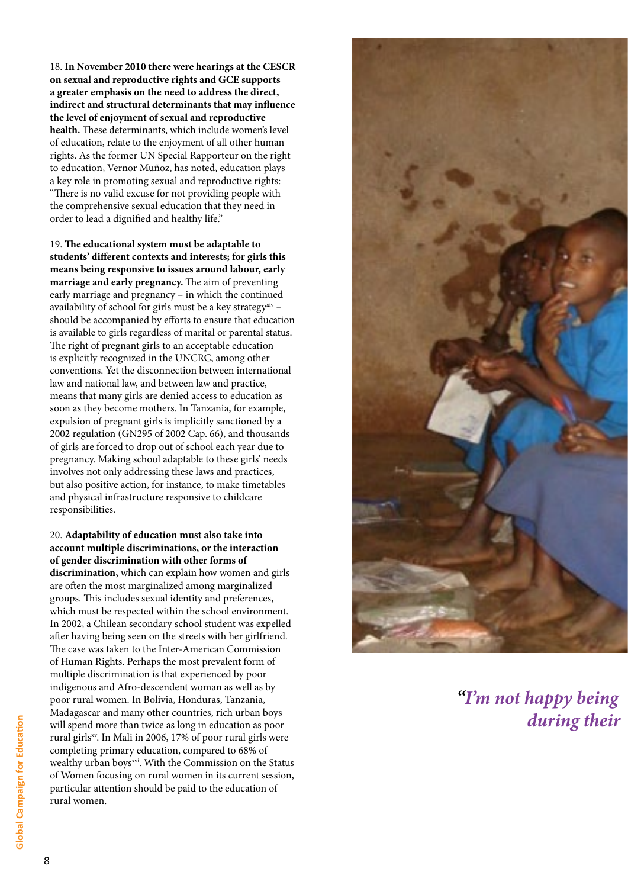18. **In November 2010 there were hearings at the CESCR on sexual and reproductive rights and GCE supports a greater emphasis on the need to address the direct, indirect and structural determinants that may influence the level of enjoyment of sexual and reproductive health.** These determinants, which include women's level of education, relate to the enjoyment of all other human rights. As the former UN Special Rapporteur on the right to education, Vernor Muñoz, has noted, education plays a key role in promoting sexual and reproductive rights: "There is no valid excuse for not providing people with the comprehensive sexual education that they need in order to lead a dignified and healthy life."

19. **The educational system must be adaptable to students' different contexts and interests; for girls this means being responsive to issues around labour, early marriage and early pregnancy.** The aim of preventing early marriage and pregnancy – in which the continued availability of school for girls must be a key strategy[xiv] – should be accompanied by efforts to ensure that education is available to girls regardless of marital or parental status. The right of pregnant girls to an acceptable education is explicitly recognized in the UNCRC, among other conventions. Yet the disconnection between international law and national law, and between law and practice, means that many girls are denied access to education as soon as they become mothers. In Tanzania, for example, expulsion of pregnant girls is implicitly sanctioned by a 2002 regulation (GN295 of 2002 Cap. 66), and thousands of girls are forced to drop out of school each year due to pregnancy. Making school adaptable to these girls' needs involves not only addressing these laws and practices, but also positive action, for instance, to make timetables and physical infrastructure responsive to childcare responsibilities.

20. **Adaptability of education must also take into account multiple discriminations, or the interaction of gender discrimination with other forms of discrimination,** which can explain how women and girls are often the most marginalized among marginalized groups. This includes sexual identity and preferences, which must be respected within the school environment. In 2002, a Chilean secondary school student was expelled after having being seen on the streets with her girlfriend. The case was taken to the Inter-American Commission of Human Rights. Perhaps the most prevalent form of multiple discrimination is that experienced by poor indigenous and Afro-descendent woman as well as by poor rural women. In Bolivia, Honduras, Tanzania, Madagascar and many other countries, rich urban boys will spend more than twice as long in education as poor rural girls[xv]. In Mali in 2006, 17% of poor rural girls were completing primary education, compared to 68% of wealthy urban boys[xvi]. With the Commission on the Status of Women focusing on rural women in its current session, particular attention should be paid to the education of rural women.

*"I'm not happy being during their*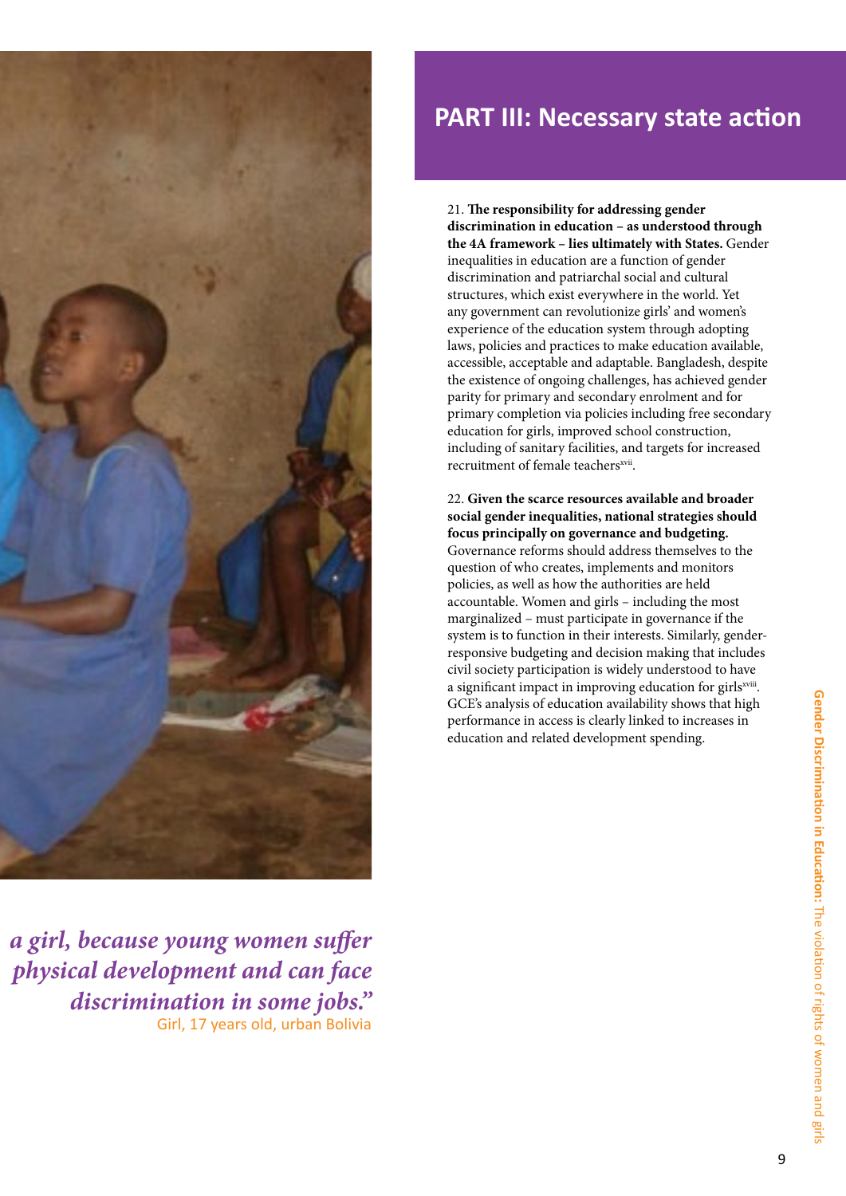*a girl, because young women suffer physical development and can face discrimination in some jobs."*

Girl, 17 years old, urban Bolivia

# PART III: Necessary state action

21. **The responsibility for addressing gender discrimination in education – as understood through the 4A framework – lies ultimately with States.** Gender inequalities in education are a function of gender discrimination and patriarchal social and cultural structures, which exist everywhere in the world. Yet any government can revolutionize girls' and women's experience of the education system through adopting laws, policies and practices to make education available, accessible, acceptable and adaptable. Bangladesh, despite the existence of ongoing challenges, has achieved gender parity for primary and secondary enrolment and for primary completion via policies including free secondary education for girls, improved school construction, including of sanitary facilities, and targets for increased recruitment of female teachers[xvii].

22. **Given the scarce resources available and broader social gender inequalities, national strategies should focus principally on governance and budgeting.** Governance reforms should address themselves to the question of who creates, implements and monitors policies, as well as how the authorities are held accountable. Women and girls – including the most marginalized – must participate in governance if the system is to function in their interests. Similarly, gender-responsive budgeting and decision making that includes civil society participation is widely understood to have a significant impact in improving education for girls[xviii]. GCE's analysis of education availability shows that high performance in access is clearly linked to increases in education and related development spending.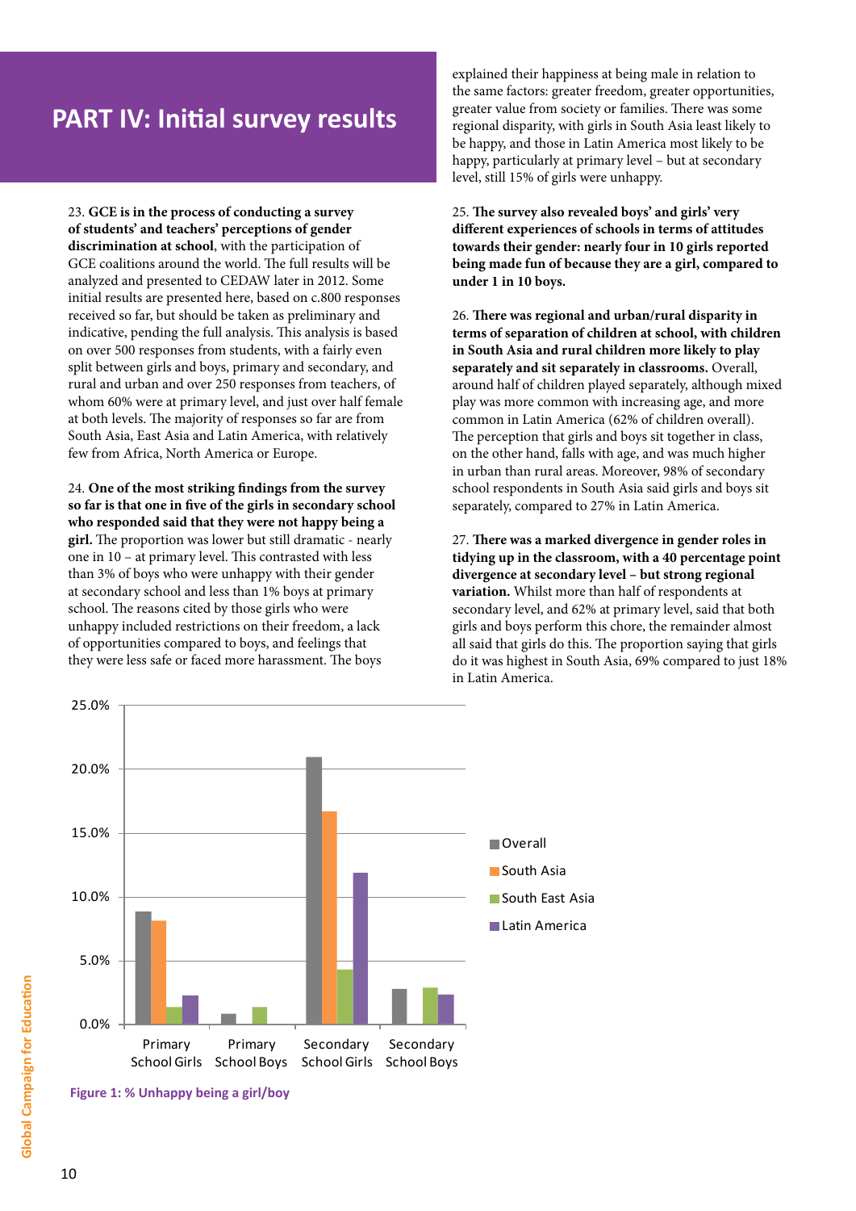# PART IV: Initial survey results

23. **GCE is in the process of conducting a survey of students' and teachers' perceptions of gender discrimination at school**, with the participation of GCE coalitions around the world. The full results will be analyzed and presented to CEDAW later in 2012. Some initial results are presented here, based on c.800 responses received so far, but should be taken as preliminary and indicative, pending the full analysis. This analysis is based on over 500 responses from students, with a fairly even split between girls and boys, primary and secondary, and rural and urban and over 250 responses from teachers, of whom 60% were at primary level, and just over half female at both levels. The majority of responses so far are from South Asia, East Asia and Latin America, with relatively few from Africa, North America or Europe.

24. **One of the most striking findings from the survey so far is that one in five of the girls in secondary school who responded said that they were not happy being a girl.** The proportion was lower but still dramatic - nearly one in 10 – at primary level. This contrasted with less than 3% of boys who were unhappy with their gender at secondary school and less than 1% boys at primary school. The reasons cited by those girls who were unhappy included restrictions on their freedom, a lack of opportunities compared to boys, and feelings that they were less safe or faced more harassment. The boys explained their happiness at being male in relation to the same factors: greater freedom, greater opportunities, greater value from society or families. There was some regional disparity, with girls in South Asia least likely to be happy, and those in Latin America most likely to be happy, particularly at primary level – but at secondary level, still 15% of girls were unhappy.

25. **The survey also revealed boys' and girls' very different experiences of schools in terms of attitudes towards their gender: nearly four in 10 girls reported being made fun of because they are a girl, compared to under 1 in 10 boys.**

26. **There was regional and urban/rural disparity in terms of separation of children at school, with children in South Asia and rural children more likely to play separately and sit separately in classrooms.** Overall, around half of children played separately, although mixed play was more common with increasing age, and more common in Latin America (62% of children overall). The perception that girls and boys sit together in class, on the other hand, falls with age, and was much higher in urban than rural areas. Moreover, 98% of secondary school respondents in South Asia said girls and boys sit separately, compared to 27% in Latin America.

27. **There was a marked divergence in gender roles in tidying up in the classroom, with a 40 percentage point divergence at secondary level – but strong regional variation.** Whilst more than half of respondents at secondary level, and 62% at primary level, said that both girls and boys perform this chore, the remainder almost all said that girls do this. The proportion saying that girls do it was highest in South Asia, 69% compared to just 18% in Latin America.

**Figure 1: % Unhappy being a girl/boy**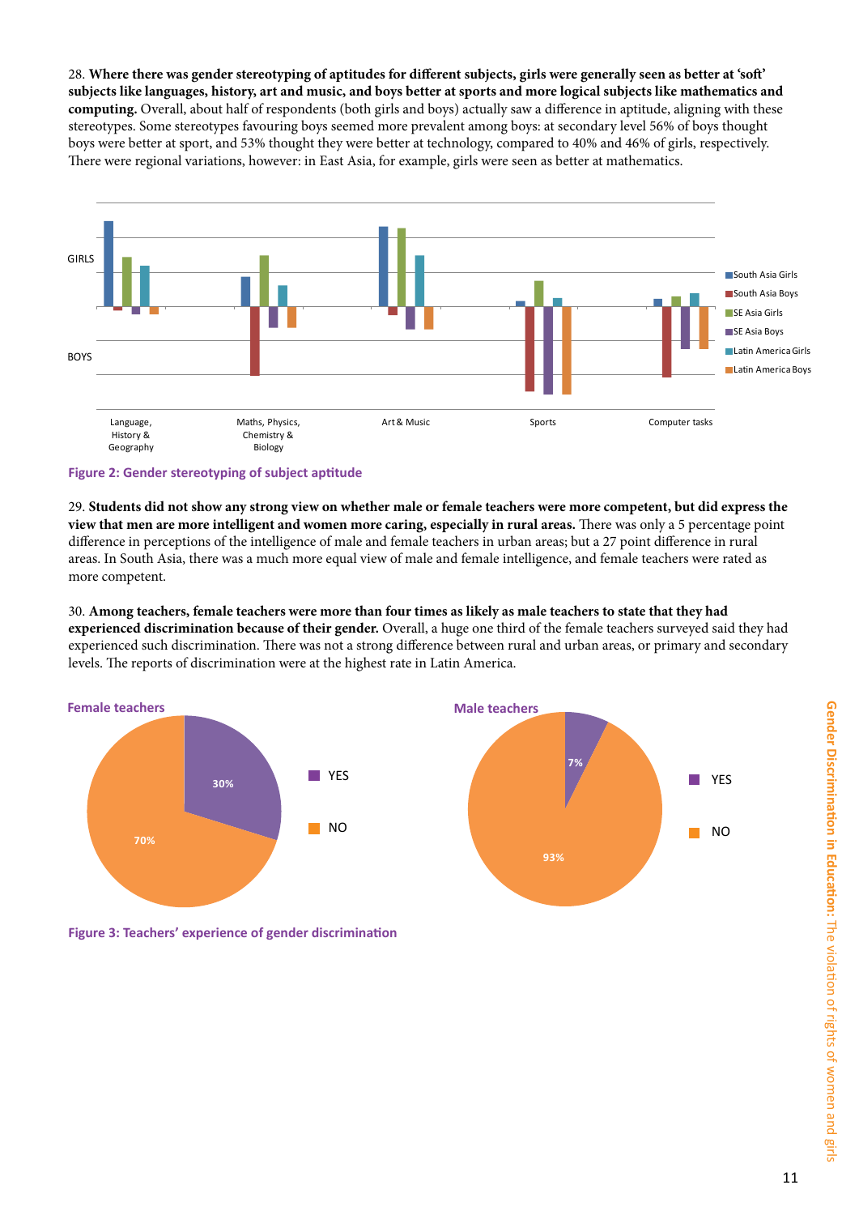28. **Where there was gender stereotyping of aptitudes for different subjects, girls were generally seen as better at 'soft' subjects like languages, history, art and music, and boys better at sports and more logical subjects like mathematics and computing.** Overall, about half of respondents (both girls and boys) actually saw a difference in aptitude, aligning with these stereotypes. Some stereotypes favouring boys seemed more prevalent among boys: at secondary level 56% of boys thought boys were better at sport, and 53% thought they were better at technology, compared to 40% and 46% of girls, respectively. There were regional variations, however: in East Asia, for example, girls were seen as better at mathematics.

**Figure 2: Gender stereotyping of subject aptitude**

29. **Students did not show any strong view on whether male or female teachers were more competent, but did express the view that men are more intelligent and women more caring, especially in rural areas.** There was only a 5 percentage point difference in perceptions of the intelligence of male and female teachers in urban areas; but a 27 point difference in rural areas. In South Asia, there was a much more equal view of male and female intelligence, and female teachers were rated as more competent.

30. **Among teachers, female teachers were more than four times as likely as male teachers to state that they had experienced discrimination because of their gender.** Overall, a huge one third of the female teachers surveyed said they had experienced such discrimination. There was not a strong difference between rural and urban areas, or primary and secondary levels. The reports of discrimination were at the highest rate in Latin America.

**Figure 3: Teachers' experience of gender discrimination**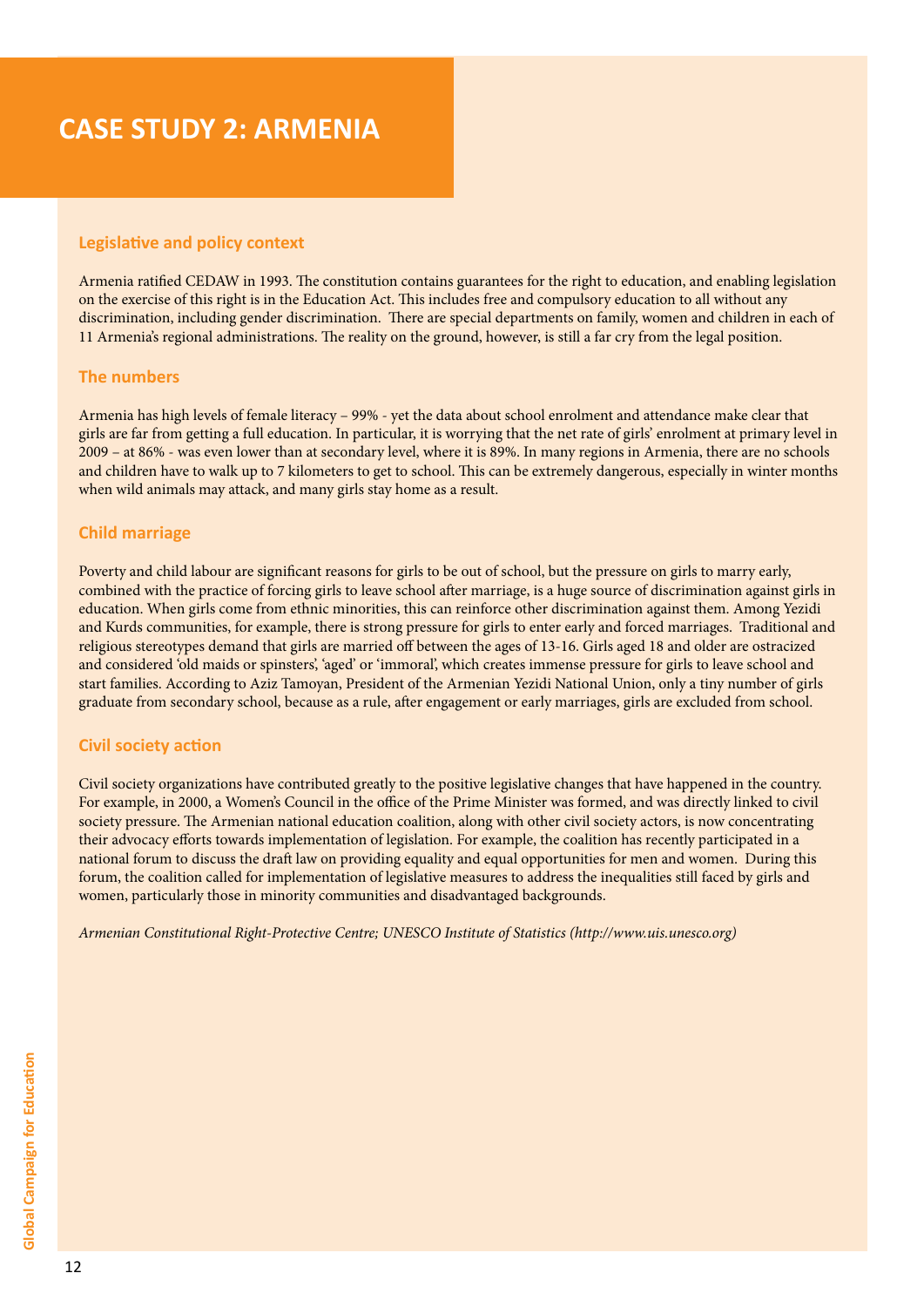# CASE STUDY 2: ARMENIA

## Legislative and policy context

Armenia ratified CEDAW in 1993. The constitution contains guarantees for the right to education, and enabling legislation on the exercise of this right is in the Education Act. This includes free and compulsory education to all without any discrimination, including gender discrimination. There are special departments on family, women and children in each of 11 Armenia's regional administrations. The reality on the ground, however, is still a far cry from the legal position.

## The numbers

Armenia has high levels of female literacy – 99% - yet the data about school enrolment and attendance make clear that girls are far from getting a full education. In particular, it is worrying that the net rate of girls' enrolment at primary level in 2009 – at 86% - was even lower than at secondary level, where it is 89%. In many regions in Armenia, there are no schools and children have to walk up to 7 kilometers to get to school. This can be extremely dangerous, especially in winter months when wild animals may attack, and many girls stay home as a result.

## Child marriage

Poverty and child labour are significant reasons for girls to be out of school, but the pressure on girls to marry early, combined with the practice of forcing girls to leave school after marriage, is a huge source of discrimination against girls in education. When girls come from ethnic minorities, this can reinforce other discrimination against them. Among Yezidi and Kurds communities, for example, there is strong pressure for girls to enter early and forced marriages. Traditional and religious stereotypes demand that girls are married off between the ages of 13-16. Girls aged 18 and older are ostracized and considered 'old maids or spinsters', 'aged' or 'immoral', which creates immense pressure for girls to leave school and start families. According to Aziz Tamoyan, President of the Armenian Yezidi National Union, only a tiny number of girls graduate from secondary school, because as a rule, after engagement or early marriages, girls are excluded from school.

## Civil society action

Civil society organizations have contributed greatly to the positive legislative changes that have happened in the country. For example, in 2000, a Women's Council in the office of the Prime Minister was formed, and was directly linked to civil society pressure. The Armenian national education coalition, along with other civil society actors, is now concentrating their advocacy efforts towards implementation of legislation. For example, the coalition has recently participated in a national forum to discuss the draft law on providing equality and equal opportunities for men and women. During this forum, the coalition called for implementation of legislative measures to address the inequalities still faced by girls and women, particularly those in minority communities and disadvantaged backgrounds.

*Armenian Constitutional Right-Protective Centre; UNESCO Institute of Statistics (http://www.uis.unesco.org)*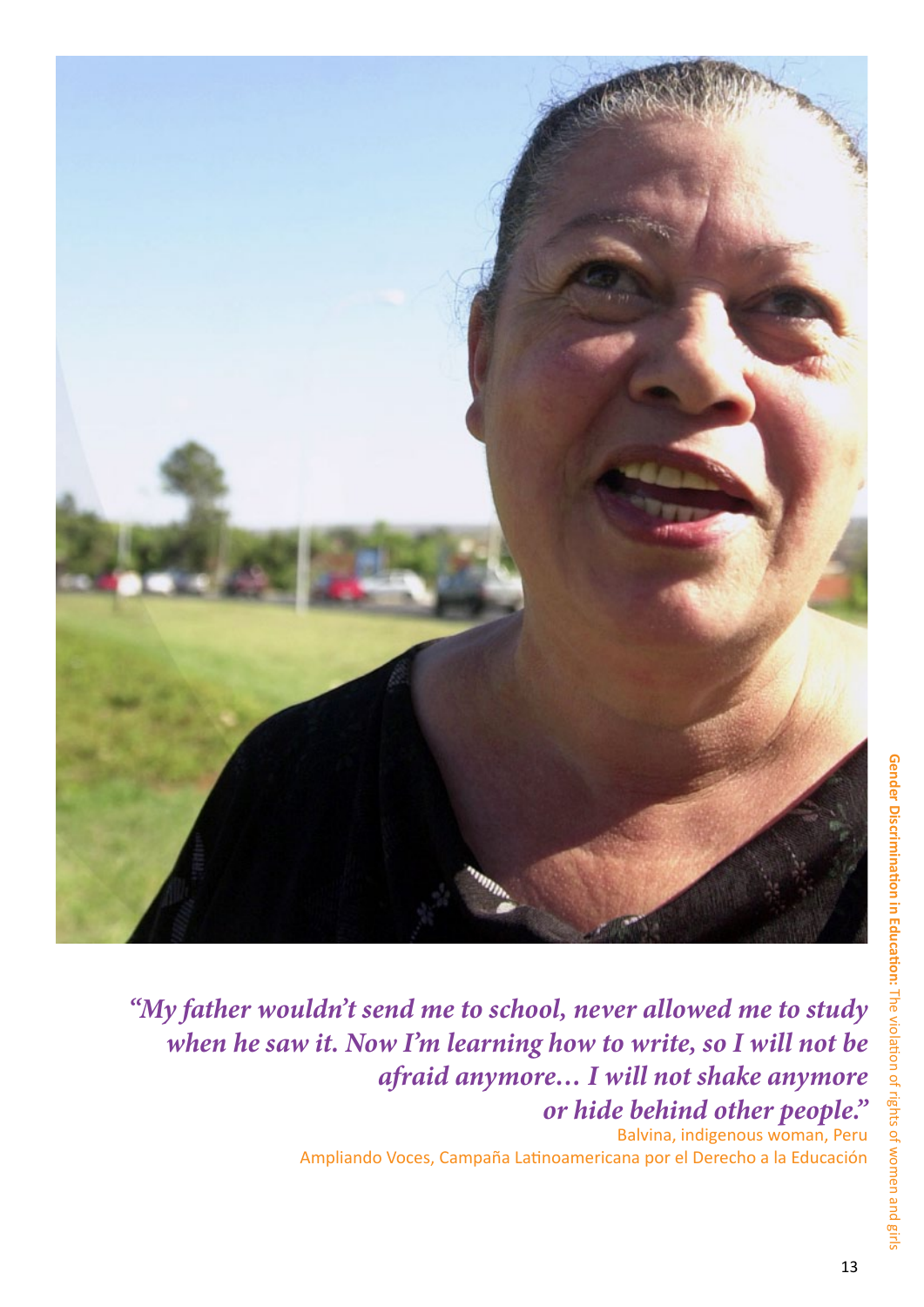*"My father wouldn't send me to school, never allowed me to study when he saw it. Now I'm learning how to write, so I will not be afraid anymore… I will not shake anymore or hide behind other people."*

Balvina, indigenous woman, Peru

Ampliando Voces, Campaña Latinoamericana por el Derecho a la Educación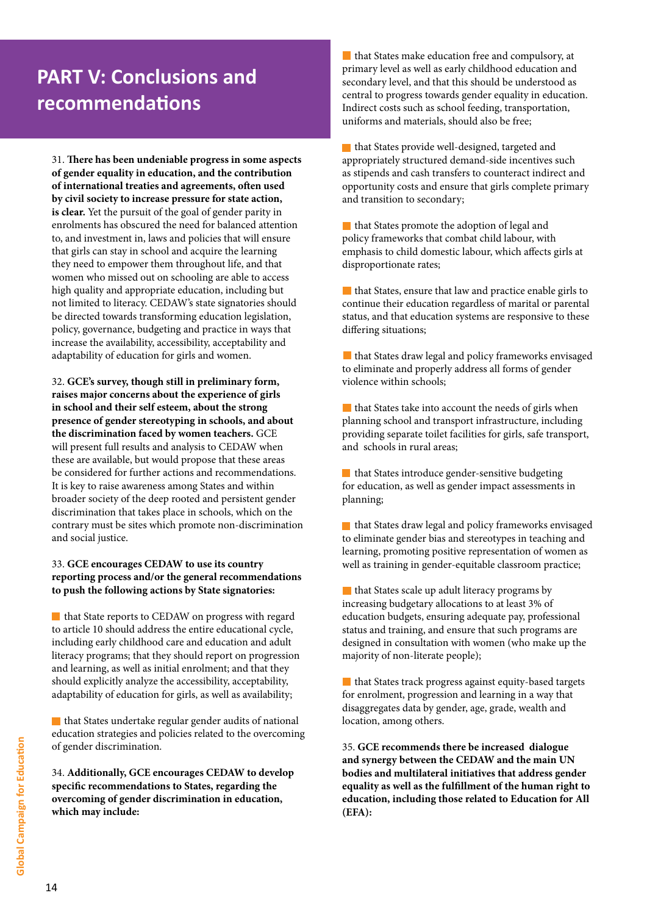# PART V: Conclusions and recommendations

31. **There has been undeniable progress in some aspects of gender equality in education, and the contribution of international treaties and agreements, often used by civil society to increase pressure for state action, is clear.** Yet the pursuit of the goal of gender parity in enrolments has obscured the need for balanced attention to, and investment in, laws and policies that will ensure that girls can stay in school and acquire the learning they need to empower them throughout life, and that women who missed out on schooling are able to access high quality and appropriate education, including but not limited to literacy. CEDAW's state signatories should be directed towards transforming education legislation, policy, governance, budgeting and practice in ways that increase the availability, accessibility, acceptability and adaptability of education for girls and women.

32. **GCE's survey, though still in preliminary form, raises major concerns about the experience of girls in school and their self esteem, about the strong presence of gender stereotyping in schools, and about the discrimination faced by women teachers.** GCE will present full results and analysis to CEDAW when these are available, but would propose that these areas be considered for further actions and recommendations. It is key to raise awareness among States and within broader society of the deep rooted and persistent gender discrimination that takes place in schools, which on the contrary must be sites which promote non-discrimination and social justice.

33. **GCE encourages CEDAW to use its country reporting process and/or the general recommendations to push the following actions by State signatories:**

- that State reports to CEDAW on progress with regard to article 10 should address the entire educational cycle, including early childhood care and education and adult literacy programs; that they should report on progression and learning, as well as initial enrolment; and that they should explicitly analyze the accessibility, acceptability, adaptability of education for girls, as well as availability;
- that States undertake regular gender audits of national education strategies and policies related to the overcoming of gender discrimination.

34. **Additionally, GCE encourages CEDAW to develop specific recommendations to States, regarding the overcoming of gender discrimination in education, which may include:**

- that States make education free and compulsory, at primary level as well as early childhood education and secondary level, and that this should be understood as central to progress towards gender equality in education. Indirect costs such as school feeding, transportation, uniforms and materials, should also be free;
- that States provide well-designed, targeted and appropriately structured demand-side incentives such as stipends and cash transfers to counteract indirect and opportunity costs and ensure that girls complete primary and transition to secondary;
- that States promote the adoption of legal and policy frameworks that combat child labour, with emphasis to child domestic labour, which affects girls at disproportionate rates;
- that States, ensure that law and practice enable girls to continue their education regardless of marital or parental status, and that education systems are responsive to these differing situations;
- that States draw legal and policy frameworks envisaged to eliminate and properly address all forms of gender violence within schools;
- that States take into account the needs of girls when planning school and transport infrastructure, including providing separate toilet facilities for girls, safe transport, and schools in rural areas;
- that States introduce gender-sensitive budgeting for education, as well as gender impact assessments in planning;
- that States draw legal and policy frameworks envisaged to eliminate gender bias and stereotypes in teaching and learning, promoting positive representation of women as well as training in gender-equitable classroom practice;
- that States scale up adult literacy programs by increasing budgetary allocations to at least 3% of education budgets, ensuring adequate pay, professional status and training, and ensure that such programs are designed in consultation with women (who make up the majority of non-literate people);
- that States track progress against equity-based targets for enrolment, progression and learning in a way that disaggregates data by gender, age, grade, wealth and location, among others.

35. **GCE recommends there be increased dialogue and synergy between the CEDAW and the main UN bodies and multilateral initiatives that address gender equality as well as the fulfillment of the human right to education, including those related to Education for All (EFA):**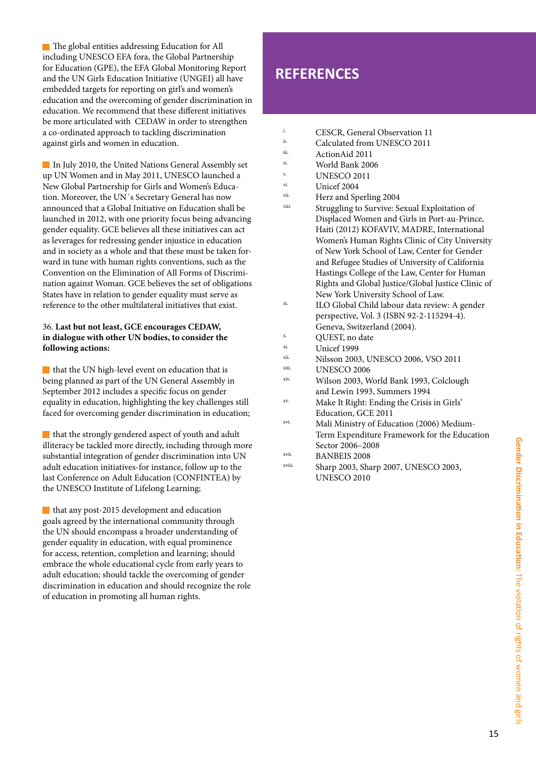- The global entities addressing Education for All including UNESCO EFA fora, the Global Partnership for Education (GPE), the EFA Global Monitoring Report and the UN Girls Education Initiative (UNGEI) all have embedded targets for reporting on girl's and women's education and the overcoming of gender discrimination in education. We recommend that these different initiatives be more articulated with CEDAW in order to strengthen a co-ordinated approach to tackling discrimination against girls and women in education.

- In July 2010, the United Nations General Assembly set up UN Women and in May 2011, UNESCO launched a New Global Partnership for Girls and Women's Education. Moreover, the UN´s Secretary General has now announced that a Global Initiative on Education shall be launched in 2012, with one priority focus being advancing gender equality. GCE believes all these initiatives can act as leverages for redressing gender injustice in education and in society as a whole and that these must be taken forward in tune with human rights conventions, such as the Convention on the Elimination of All Forms of Discrimination against Woman. GCE believes the set of obligations States have in relation to gender equality must serve as reference to the other multilateral initiatives that exist.

36. **Last but not least, GCE encourages CEDAW, in dialogue with other UN bodies, to consider the following actions:**

- that the UN high-level event on education that is being planned as part of the UN General Assembly in September 2012 includes a specific focus on gender equality in education, highlighting the key challenges still faced for overcoming gender discrimination in education;

- that the strongly gendered aspect of youth and adult illiteracy be tackled more directly, including through more substantial integration of gender discrimination into UN adult education initiatives-for instance, follow up to the last Conference on Adult Education (CONFINTEA) by the UNESCO Institute of Lifelong Learning;

- that any post-2015 development and education goals agreed by the international community through the UN should encompass a broader understanding of gender equality in education, with equal prominence for access, retention, completion and learning; should embrace the whole educational cycle from early years to adult education; should tackle the overcoming of gender discrimination in education and should recognize the role of education in promoting all human rights.

## REFERENCES

- i. CESCR, General Observation 11
- ii. Calculated from UNESCO 2011
- iii. ActionAid 2011
- iv. World Bank 2006
- v. UNESCO 2011
- vi. Unicef 2004
- vii. Herz and Sperling 2004
- viii. Struggling to Survive: Sexual Exploitation of Displaced Women and Girls in Port-au-Prince, Haiti (2012) KOFAVIV, MADRE, International Women's Human Rights Clinic of City University of New York School of Law, Center for Gender and Refugee Studies of University of California Hastings College of the Law, Center for Human Rights and Global Justice/Global Justice Clinic of New York University School of Law.
- ix. ILO Global Child labour data review: A gender perspective, Vol. 3 (ISBN 92-2-115294-4). Geneva, Switzerland (2004).
- x. QUEST, no date
- xi. Unicef 1999
- xii. Nilsson 2003, UNESCO 2006, VSO 2011
- xiii. UNESCO 2006
- xiv. Wilson 2003, World Bank 1993, Colclough and Lewin 1993, Summers 1994
- xv. Make It Right: Ending the Crisis in Girls' Education, GCE 2011
- xvi. Mali Ministry of Education (2006) Medium-Term Expenditure Framework for the Education Sector 2006–2008
- xvii. BANBEIS 2008
- xviii. Sharp 2003, Sharp 2007, UNESCO 2003, UNESCO 2010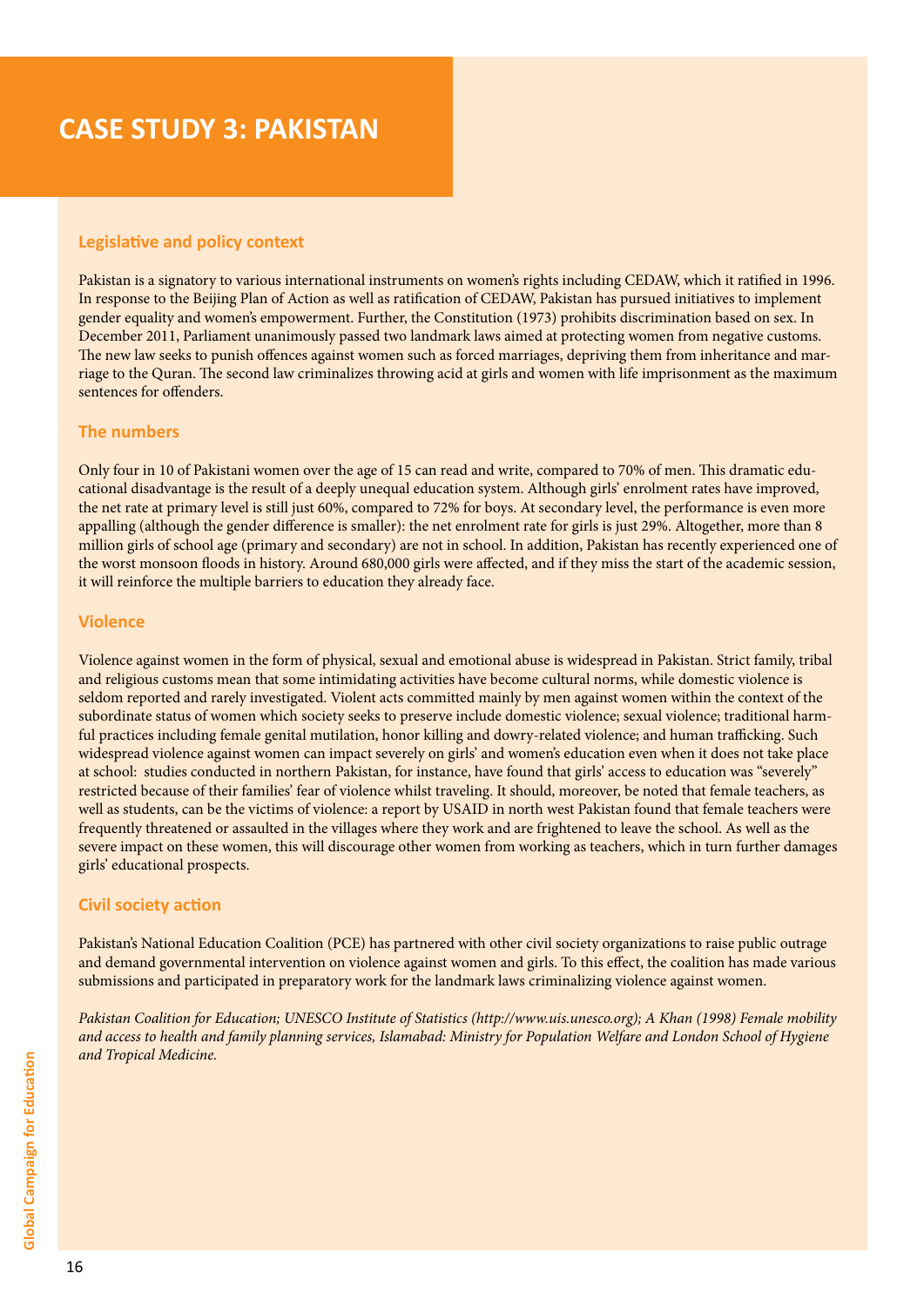# CASE STUDY 3: PAKISTAN

## Legislative and policy context

Pakistan is a signatory to various international instruments on women's rights including CEDAW, which it ratified in 1996. In response to the Beijing Plan of Action as well as ratification of CEDAW, Pakistan has pursued initiatives to implement gender equality and women's empowerment. Further, the Constitution (1973) prohibits discrimination based on sex. In December 2011, Parliament unanimously passed two landmark laws aimed at protecting women from negative customs. The new law seeks to punish offences against women such as forced marriages, depriving them from inheritance and marriage to the Quran. The second law criminalizes throwing acid at girls and women with life imprisonment as the maximum sentences for offenders.

## The numbers

Only four in 10 of Pakistani women over the age of 15 can read and write, compared to 70% of men. This dramatic educational disadvantage is the result of a deeply unequal education system. Although girls' enrolment rates have improved, the net rate at primary level is still just 60%, compared to 72% for boys. At secondary level, the performance is even more appalling (although the gender difference is smaller): the net enrolment rate for girls is just 29%. Altogether, more than 8 million girls of school age (primary and secondary) are not in school. In addition, Pakistan has recently experienced one of the worst monsoon floods in history. Around 680,000 girls were affected, and if they miss the start of the academic session, it will reinforce the multiple barriers to education they already face.

## Violence

Violence against women in the form of physical, sexual and emotional abuse is widespread in Pakistan. Strict family, tribal and religious customs mean that some intimidating activities have become cultural norms, while domestic violence is seldom reported and rarely investigated. Violent acts committed mainly by men against women within the context of the subordinate status of women which society seeks to preserve include domestic violence; sexual violence; traditional harmful practices including female genital mutilation, honor killing and dowry-related violence; and human trafficking. Such widespread violence against women can impact severely on girls' and women's education even when it does not take place at school: studies conducted in northern Pakistan, for instance, have found that girls' access to education was "severely" restricted because of their families' fear of violence whilst traveling. It should, moreover, be noted that female teachers, as well as students, can be the victims of violence: a report by USAID in north west Pakistan found that female teachers were frequently threatened or assaulted in the villages where they work and are frightened to leave the school. As well as the severe impact on these women, this will discourage other women from working as teachers, which in turn further damages girls' educational prospects.

## Civil society action

Pakistan's National Education Coalition (PCE) has partnered with other civil society organizations to raise public outrage and demand governmental intervention on violence against women and girls. To this effect, the coalition has made various submissions and participated in preparatory work for the landmark laws criminalizing violence against women.

*Pakistan Coalition for Education; UNESCO Institute of Statistics (http://www.uis.unesco.org); A Khan (1998) Female mobility and access to health and family planning services, Islamabad: Ministry for Population Welfare and London School of Hygiene and Tropical Medicine.*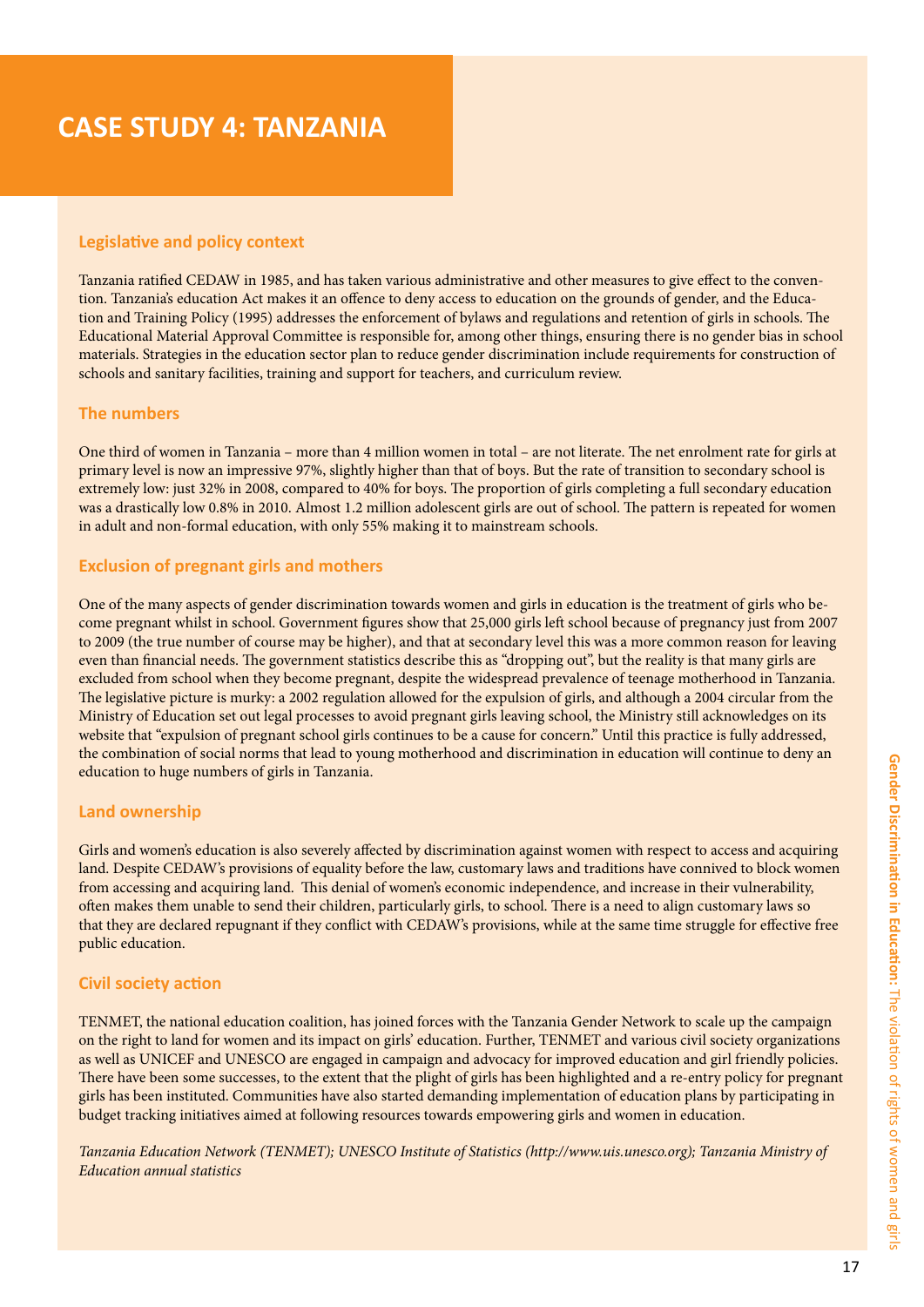# CASE STUDY 4: TANZANIA

## Legislative and policy context

Tanzania ratified CEDAW in 1985, and has taken various administrative and other measures to give effect to the convention. Tanzania's education Act makes it an offence to deny access to education on the grounds of gender, and the Education and Training Policy (1995) addresses the enforcement of bylaws and regulations and retention of girls in schools. The Educational Material Approval Committee is responsible for, among other things, ensuring there is no gender bias in school materials. Strategies in the education sector plan to reduce gender discrimination include requirements for construction of schools and sanitary facilities, training and support for teachers, and curriculum review.

## The numbers

One third of women in Tanzania – more than 4 million women in total – are not literate. The net enrolment rate for girls at primary level is now an impressive 97%, slightly higher than that of boys. But the rate of transition to secondary school is extremely low: just 32% in 2008, compared to 40% for boys. The proportion of girls completing a full secondary education was a drastically low 0.8% in 2010. Almost 1.2 million adolescent girls are out of school. The pattern is repeated for women in adult and non-formal education, with only 55% making it to mainstream schools.

## Exclusion of pregnant girls and mothers

One of the many aspects of gender discrimination towards women and girls in education is the treatment of girls who become pregnant whilst in school. Government figures show that 25,000 girls left school because of pregnancy just from 2007 to 2009 (the true number of course may be higher), and that at secondary level this was a more common reason for leaving even than financial needs. The government statistics describe this as "dropping out", but the reality is that many girls are excluded from school when they become pregnant, despite the widespread prevalence of teenage motherhood in Tanzania. The legislative picture is murky: a 2002 regulation allowed for the expulsion of girls, and although a 2004 circular from the Ministry of Education set out legal processes to avoid pregnant girls leaving school, the Ministry still acknowledges on its website that "expulsion of pregnant school girls continues to be a cause for concern." Until this practice is fully addressed, the combination of social norms that lead to young motherhood and discrimination in education will continue to deny an education to huge numbers of girls in Tanzania.

## Land ownership

Girls and women's education is also severely affected by discrimination against women with respect to access and acquiring land. Despite CEDAW's provisions of equality before the law, customary laws and traditions have connived to block women from accessing and acquiring land. This denial of women's economic independence, and increase in their vulnerability, often makes them unable to send their children, particularly girls, to school. There is a need to align customary laws so that they are declared repugnant if they conflict with CEDAW's provisions, while at the same time struggle for effective free public education.

## Civil society action

TENMET, the national education coalition, has joined forces with the Tanzania Gender Network to scale up the campaign on the right to land for women and its impact on girls' education. Further, TENMET and various civil society organizations as well as UNICEF and UNESCO are engaged in campaign and advocacy for improved education and girl friendly policies. There have been some successes, to the extent that the plight of girls has been highlighted and a re-entry policy for pregnant girls has been instituted. Communities have also started demanding implementation of education plans by participating in budget tracking initiatives aimed at following resources towards empowering girls and women in education.

*Tanzania Education Network (TENMET); UNESCO Institute of Statistics (http://www.uis.unesco.org); Tanzania Ministry of Education annual statistics*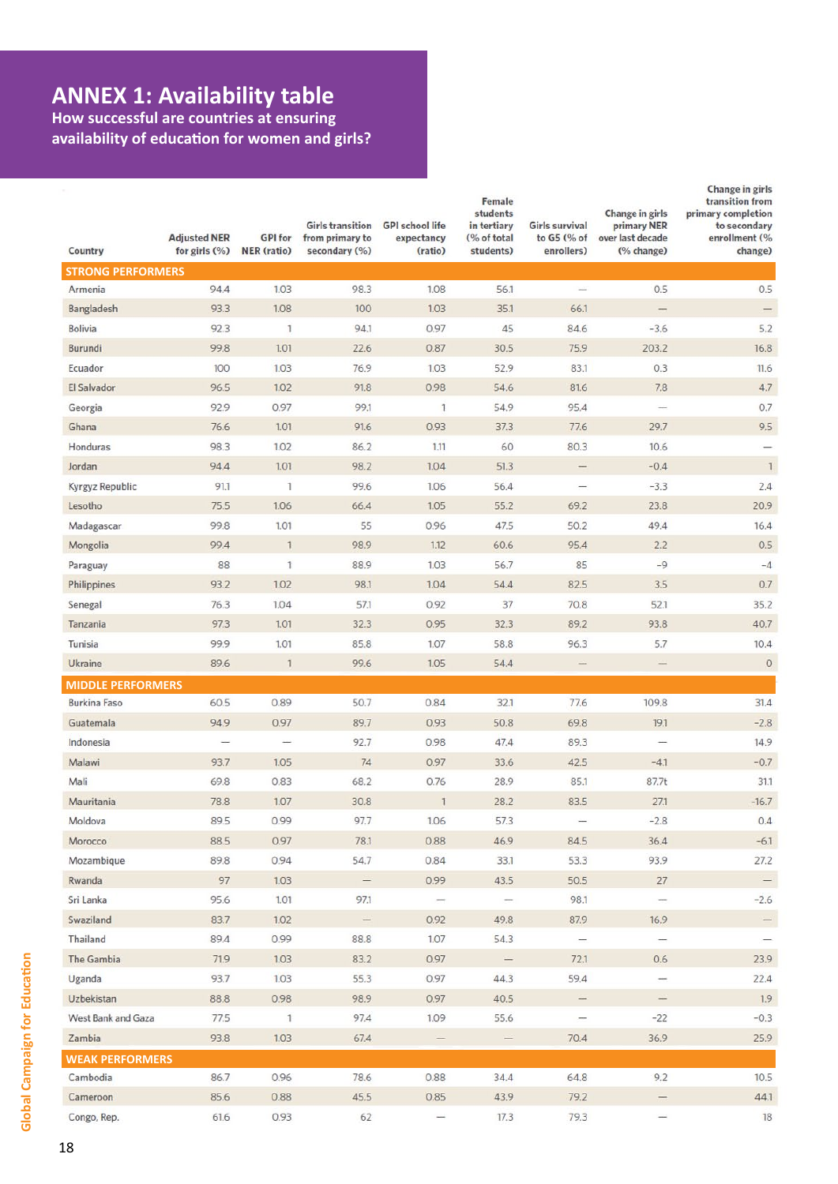# ANNEX 1: Availability table

## How successful are countries at ensuring availability of education for women and girls?

| Country | Adjusted NER for girls (%) | GPI for NER (ratio) | Girls transition from primary to secondary (%) | GPI school life expectancy (ratio) | Female students in tertiary (% of total students) | Girls survival to G5 (% of enrollers) | Change in girls primary NER over last decade (% change) | Change in girls transition from primary completion to secondary enrollment (% change) |
|---|---|---|---|---|---|---|---|---|
| **STRONG PERFORMERS** | | | | | | | | |
| Armenia | 94.4 | 1.03 | 98.3 | 1.08 | 56.1 | — | 0.5 | 0.5 |
| Bangladesh | 93.3 | 1.08 | 100 | 1.03 | 35.1 | 66.1 | — | — |
| Bolivia | 92.3 | 1 | 94.1 | 0.97 | 45 | 84.6 | -3.6 | 5.2 |
| Burundi | 99.8 | 1.01 | 22.6 | 0.87 | 30.5 | 75.9 | 203.2 | 16.8 |
| Ecuador | 100 | 1.03 | 76.9 | 1.03 | 52.9 | 83.1 | 0.3 | 11.6 |
| El Salvador | 96.5 | 1.02 | 91.8 | 0.98 | 54.6 | 81.6 | 7.8 | 4.7 |
| Georgia | 92.9 | 0.97 | 99.1 | 1 | 54.9 | 95.4 | — | 0.7 |
| Ghana | 76.6 | 1.01 | 91.6 | 0.93 | 37.3 | 77.6 | 29.7 | 9.5 |
| Honduras | 98.3 | 1.02 | 86.2 | 1.11 | 60 | 80.3 | 10.6 | — |
| Jordan | 94.4 | 1.01 | 98.2 | 1.04 | 51.3 | — | -0.4 | 1 |
| Kyrgyz Republic | 91.1 | 1 | 99.6 | 1.06 | 56.4 | — | -3.3 | 2.4 |
| Lesotho | 75.5 | 1.06 | 66.4 | 1.05 | 55.2 | 69.2 | 23.8 | 20.9 |
| Madagascar | 99.8 | 1.01 | 55 | 0.96 | 47.5 | 50.2 | 49.4 | 16.4 |
| Mongolia | 99.4 | 1 | 98.9 | 1.12 | 60.6 | 95.4 | 2.2 | 0.5 |
| Paraguay | 88 | 1 | 88.9 | 1.03 | 56.7 | 85 | -9 | -4 |
| Philippines | 93.2 | 1.02 | 98.1 | 1.04 | 54.4 | 82.5 | 3.5 | 0.7 |
| Senegal | 76.3 | 1.04 | 57.1 | 0.92 | 37 | 70.8 | 52.1 | 35.2 |
| Tanzania | 97.3 | 1.01 | 32.3 | 0.95 | 32.3 | 89.2 | 93.8 | 40.7 |
| Tunisia | 99.9 | 1.01 | 85.8 | 1.07 | 58.8 | 96.3 | 5.7 | 10.4 |
| Ukraine | 89.6 | 1 | 99.6 | 1.05 | 54.4 | — | — | 0 |
| **MIDDLE PERFORMERS** | | | | | | | | |
| Burkina Faso | 60.5 | 0.89 | 50.7 | 0.84 | 32.1 | 77.6 | 109.8 | 31.4 |
| Guatemala | 94.9 | 0.97 | 89.7 | 0.93 | 50.8 | 69.8 | 19.1 | -2.8 |
| Indonesia | — | — | 92.7 | 0.98 | 47.4 | 89.3 | — | 14.9 |
| Malawi | 93.7 | 1.05 | 74 | 0.97 | 33.6 | 42.5 | -4.1 | -0.7 |
| Mali | 69.8 | 0.83 | 68.2 | 0.76 | 28.9 | 85.1 | 87.7t | 31.1 |
| Mauritania | 78.8 | 1.07 | 30.8 | 1 | 28.2 | 83.5 | 27.1 | -16.7 |
| Moldova | 89.5 | 0.99 | 97.7 | 1.06 | 57.3 | — | -2.8 | 0.4 |
| Morocco | 88.5 | 0.97 | 78.1 | 0.88 | 46.9 | 84.5 | 36.4 | -6.1 |
| Mozambique | 89.8 | 0.94 | 54.7 | 0.84 | 33.1 | 53.3 | 93.9 | 27.2 |
| Rwanda | 97 | 1.03 | — | 0.99 | 43.5 | 50.5 | 27 | — |
| Sri Lanka | 95.6 | 1.01 | 97.1 | — | — | 98.1 | — | -2.6 |
| Swaziland | 83.7 | 1.02 | — | 0.92 | 49.8 | 87.9 | 16.9 | — |
| Thailand | 89.4 | 0.99 | 88.8 | 1.07 | 54.3 | — | — | — |
| The Gambia | 71.9 | 1.03 | 83.2 | 0.97 | — | 72.1 | 0.6 | 23.9 |
| Uganda | 93.7 | 1.03 | 55.3 | 0.97 | 44.3 | 59.4 | — | 22.4 |
| Uzbekistan | 88.8 | 0.98 | 98.9 | 0.97 | 40.5 | — | — | 1.9 |
| West Bank and Gaza | 77.5 | 1 | 97.4 | 1.09 | 55.6 | — | -22 | -0.3 |
| Zambia | 93.8 | 1.03 | 67.4 | — | — | 70.4 | 36.9 | 25.9 |
| **WEAK PERFORMERS** | | | | | | | | |
| Cambodia | 86.7 | 0.96 | 78.6 | 0.88 | 34.4 | 64.8 | 9.2 | 10.5 |
| Cameroon | 85.6 | 0.88 | 45.5 | 0.85 | 43.9 | 79.2 | — | 44.1 |
| Congo, Rep. | 61.6 | 0.93 | 62 | — | 17.3 | 79.3 | — | 18 |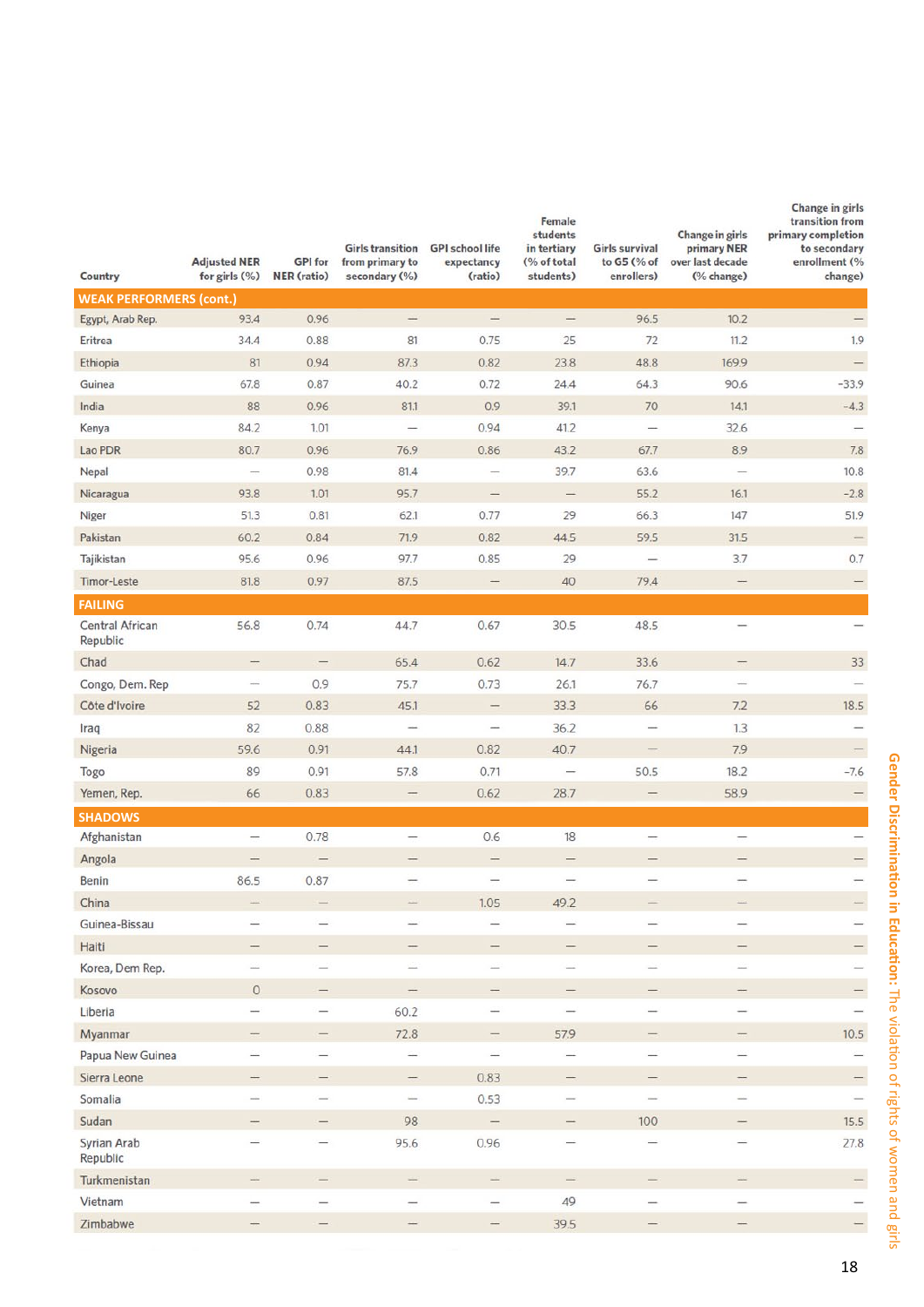| Country | Adjusted NER for girls (%) | GPI for NER (ratio) | Girls transition from primary to secondary (%) | GPI school life expectancy (ratio) | Female students in tertiary (% of total students) | Girls survival to G5 (% of enrollers) | Change in girls primary NER over last decade (% change) | Change in girls transition from primary completion to secondary enrollment (% change) |
|---|---|---|---|---|---|---|---|---|
| **WEAK PERFORMERS (cont.)** | | | | | | | | |
| Egypt, Arab Rep. | 93.4 | 0.96 | – | – | – | 96.5 | 10.2 | – |
| Eritrea | 34.4 | 0.88 | 81 | 0.75 | 25 | 72 | 11.2 | 1.9 |
| Ethiopia | 81 | 0.94 | 87.3 | 0.82 | 23.8 | 48.8 | 169.9 | – |
| Guinea | 67.8 | 0.87 | 40.2 | 0.72 | 24.4 | 64.3 | 90.6 | -33.9 |
| India | 88 | 0.96 | 81.1 | 0.9 | 39.1 | 70 | 14.1 | -4.3 |
| Kenya | 84.2 | 1.01 | – | 0.94 | 41.2 | – | 32.6 | – |
| Lao PDR | 80.7 | 0.96 | 76.9 | 0.86 | 43.2 | 67.7 | 8.9 | 7.8 |
| Nepal | – | 0.98 | 81.4 | – | 39.7 | 63.6 | – | 10.8 |
| Nicaragua | 93.8 | 1.01 | 95.7 | – | – | 55.2 | 16.1 | -2.8 |
| Niger | 51.3 | 0.81 | 62.1 | 0.77 | 29 | 66.3 | 147 | 51.9 |
| Pakistan | 60.2 | 0.84 | 71.9 | 0.82 | 44.5 | 59.5 | 31.5 | – |
| Tajikistan | 95.6 | 0.96 | 97.7 | 0.85 | 29 | – | 3.7 | 0.7 |
| Timor-Leste | 81.8 | 0.97 | 87.5 | – | 40 | 79.4 | – | – |
| **FAILING** | | | | | | | | |
| Central African Republic | 56.8 | 0.74 | 44.7 | 0.67 | 30.5 | 48.5 | – | – |
| Chad | – | – | 65.4 | 0.62 | 14.7 | 33.6 | – | 33 |
| Congo, Dem. Rep | – | 0.9 | 75.7 | 0.73 | 26.1 | 76.7 | – | – |
| Côte d'Ivoire | 52 | 0.83 | 45.1 | – | 33.3 | 66 | 7.2 | 18.5 |
| Iraq | 82 | 0.88 | – | – | 36.2 | – | 1.3 | – |
| Nigeria | 59.6 | 0.91 | 44.1 | 0.82 | 40.7 | – | 7.9 | – |
| Togo | 89 | 0.91 | 57.8 | 0.71 | – | 50.5 | 18.2 | -7.6 |
| Yemen, Rep. | 66 | 0.83 | – | 0.62 | 28.7 | – | 58.9 | – |
| **SHADOWS** | | | | | | | | |
| Afghanistan | – | 0.78 | – | 0.6 | 18 | – | – | – |
| Angola | – | – | – | – | – | – | – | – |
| Benin | 86.5 | 0.87 | – | – | – | – | – | – |
| China | – | – | – | 1.05 | 49.2 | – | – | – |
| Guinea-Bissau | – | – | – | – | – | – | – | – |
| Haiti | – | – | – | – | – | – | – | – |
| Korea, Dem Rep. | – | – | – | – | – | – | – | – |
| Kosovo | 0 | – | – | – | – | – | – | – |
| Liberia | – | – | 60.2 | – | – | – | – | – |
| Myanmar | – | – | 72.8 | – | 57.9 | – | – | 10.5 |
| Papua New Guinea | – | – | – | – | – | – | – | – |
| Sierra Leone | – | – | – | 0.83 | – | – | – | – |
| Somalia | – | – | – | 0.53 | – | – | – | – |
| Sudan | – | – | 98 | – | – | 100 | – | 15.5 |
| Syrian Arab Republic | – | – | 95.6 | 0.96 | – | – | – | 27.8 |
| Turkmenistan | – | – | – | – | – | – | – | – |
| Vietnam | – | – | – | – | 49 | – | – | – |
| Zimbabwe | – | – | – | – | 39.5 | – | – | – |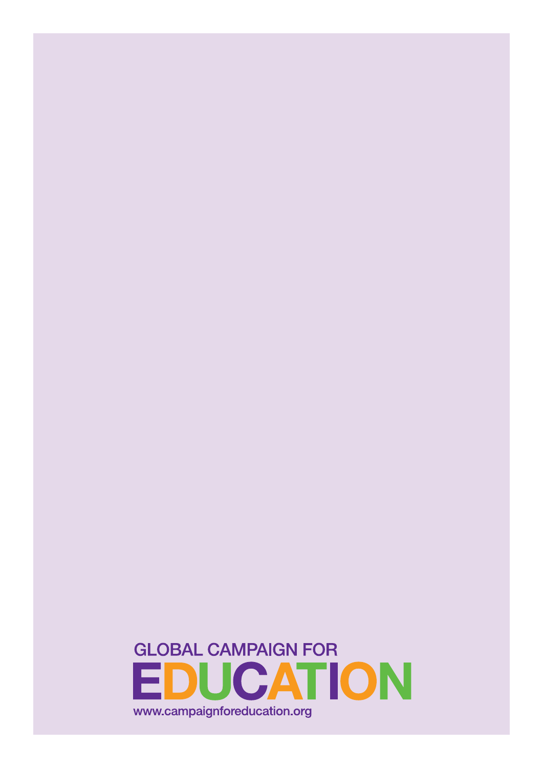GLOBAL CAMPAIGN FOR

EDUCATION

www.campaignforeducation.org